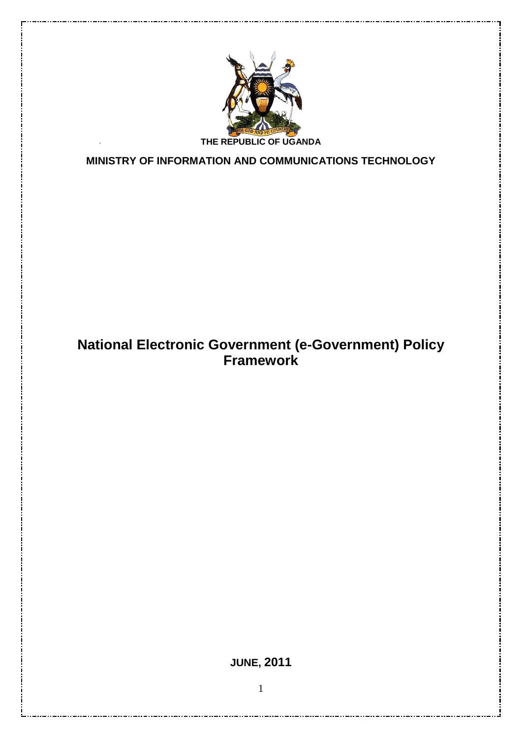THE REPUBLIC OF UGANDA

**MINISTRY OF INFORMATION AND COMMUNICATIONS TECHNOLOGY**

# National Electronic Government (e-Government) Policy Framework

**JUNE, 2011**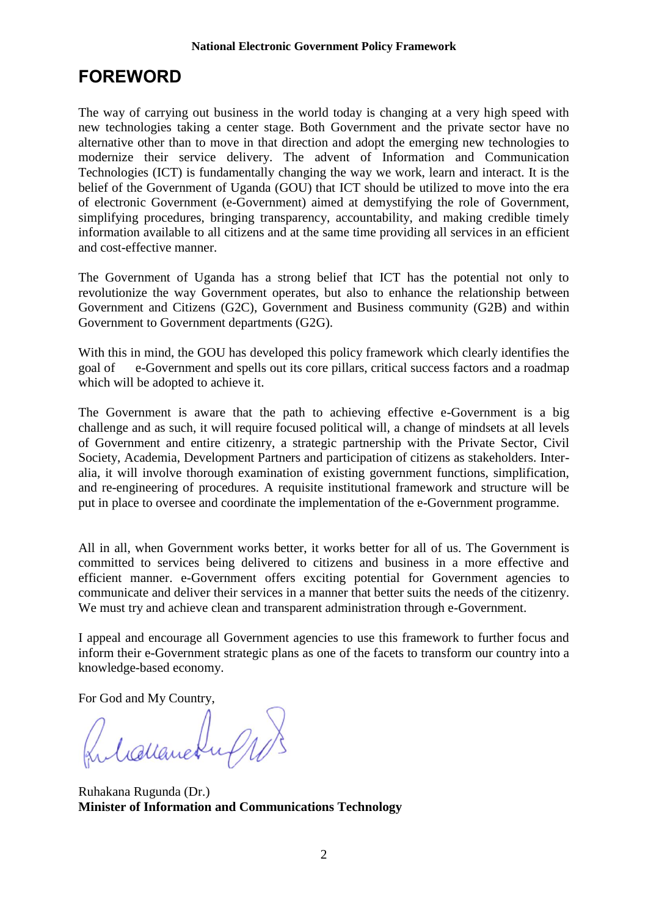# FOREWORD

The way of carrying out business in the world today is changing at a very high speed with new technologies taking a center stage. Both Government and the private sector have no alternative other than to move in that direction and adopt the emerging new technologies to modernize their service delivery. The advent of Information and Communication Technologies (ICT) is fundamentally changing the way we work, learn and interact. It is the belief of the Government of Uganda (GOU) that ICT should be utilized to move into the era of electronic Government (e-Government) aimed at demystifying the role of Government, simplifying procedures, bringing transparency, accountability, and making credible timely information available to all citizens and at the same time providing all services in an efficient and cost-effective manner.

The Government of Uganda has a strong belief that ICT has the potential not only to revolutionize the way Government operates, but also to enhance the relationship between Government and Citizens (G2C), Government and Business community (G2B) and within Government to Government departments (G2G).

With this in mind, the GOU has developed this policy framework which clearly identifies the goal of e-Government and spells out its core pillars, critical success factors and a roadmap which will be adopted to achieve it.

The Government is aware that the path to achieving effective e-Government is a big challenge and as such, it will require focused political will, a change of mindsets at all levels of Government and entire citizenry, a strategic partnership with the Private Sector, Civil Society, Academia, Development Partners and participation of citizens as stakeholders. Inter-alia, it will involve thorough examination of existing government functions, simplification, and re-engineering of procedures. A requisite institutional framework and structure will be put in place to oversee and coordinate the implementation of the e-Government programme.

All in all, when Government works better, it works better for all of us. The Government is committed to services being delivered to citizens and business in a more effective and efficient manner. e-Government offers exciting potential for Government agencies to communicate and deliver their services in a manner that better suits the needs of the citizenry. We must try and achieve clean and transparent administration through e-Government.

I appeal and encourage all Government agencies to use this framework to further focus and inform their e-Government strategic plans as one of the facets to transform our country into a knowledge-based economy.

For God and My Country,

Ruhakana Rugunda (Dr.)
**Minister of Information and Communications Technology**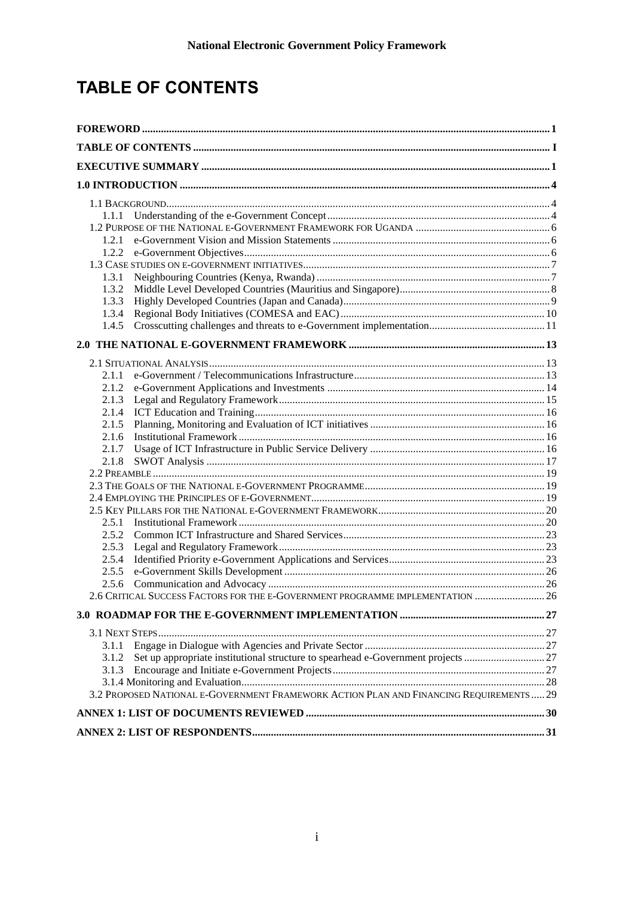# TABLE OF CONTENTS

**FOREWORD** ..... 1

**TABLE OF CONTENTS** ..... I

**EXECUTIVE SUMMARY** ..... 1

**1.0 INTRODUCTION** ..... 4

- 1.1 BACKGROUND ..... 4
  - 1.1.1 Understanding of the e-Government Concept ..... 4
- 1.2 PURPOSE OF THE NATIONAL E-GOVERNMENT FRAMEWORK FOR UGANDA ..... 6
  - 1.2.1 e-Government Vision and Mission Statements ..... 6
  - 1.2.2 e-Government Objectives ..... 6
- 1.3 CASE STUDIES ON E-GOVERNMENT INITIATIVES ..... 7
  - 1.3.1 Neighbouring Countries (Kenya, Rwanda) ..... 7
  - 1.3.2 Middle Level Developed Countries (Mauritius and Singapore) ..... 8
  - 1.3.3 Highly Developed Countries (Japan and Canada) ..... 9
  - 1.3.4 Regional Body Initiatives (COMESA and EAC) ..... 10
  - 1.4.5 Crosscutting challenges and threats to e-Government implementation ..... 11

**2.0 THE NATIONAL E-GOVERNMENT FRAMEWORK** ..... 13

- 2.1 SITUATIONAL ANALYSIS ..... 13
  - 2.1.1 e-Government / Telecommunications Infrastructure ..... 13
  - 2.1.2 e-Government Applications and Investments ..... 14
  - 2.1.3 Legal and Regulatory Framework ..... 15
  - 2.1.4 ICT Education and Training ..... 16
  - 2.1.5 Planning, Monitoring and Evaluation of ICT initiatives ..... 16
  - 2.1.6 Institutional Framework ..... 16
  - 2.1.7 Usage of ICT Infrastructure in Public Service Delivery ..... 16
  - 2.1.8 SWOT Analysis ..... 17
- 2.2 PREAMBLE ..... 19
- 2.3 THE GOALS OF THE NATIONAL E-GOVERNMENT PROGRAMME ..... 19
- 2.4 EMPLOYING THE PRINCIPLES OF E-GOVERNMENT ..... 19
- 2.5 KEY PILLARS FOR THE NATIONAL E-GOVERNMENT FRAMEWORK ..... 20
  - 2.5.1 Institutional Framework ..... 20
  - 2.5.2 Common ICT Infrastructure and Shared Services ..... 23
  - 2.5.3 Legal and Regulatory Framework ..... 23
  - 2.5.4 Identified Priority e-Government Applications and Services ..... 23
  - 2.5.5 e-Government Skills Development ..... 26
  - 2.5.6 Communication and Advocacy ..... 26
- 2.6 CRITICAL SUCCESS FACTORS FOR THE E-GOVERNMENT PROGRAMME IMPLEMENTATION ..... 26

**3.0 ROADMAP FOR THE E-GOVERNMENT IMPLEMENTATION** ..... 27

- 3.1 NEXT STEPS ..... 27
  - 3.1.1 Engage in Dialogue with Agencies and Private Sector ..... 27
  - 3.1.2 Set up appropriate institutional structure to spearhead e-Government projects ..... 27
  - 3.1.3 Encourage and Initiate e-Government Projects ..... 27
  - 3.1.4 Monitoring and Evaluation ..... 28
- 3.2 PROPOSED NATIONAL E-GOVERNMENT FRAMEWORK ACTION PLAN AND FINANCING REQUIREMENTS ..... 29

**ANNEX 1: LIST OF DOCUMENTS REVIEWED** ..... 30

**ANNEX 2: LIST OF RESPONDENTS** ..... 31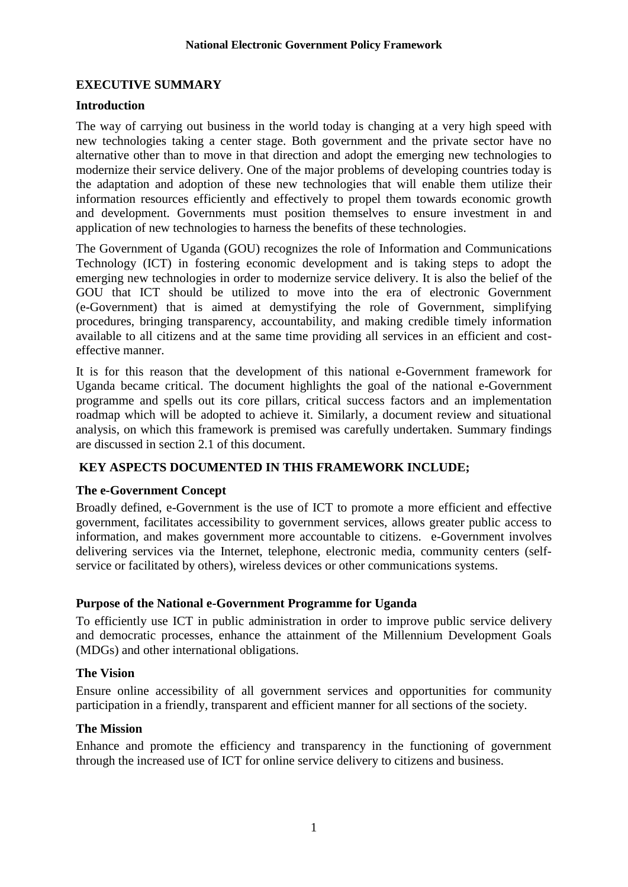## EXECUTIVE SUMMARY

### Introduction

The way of carrying out business in the world today is changing at a very high speed with new technologies taking a center stage. Both government and the private sector have no alternative other than to move in that direction and adopt the emerging new technologies to modernize their service delivery. One of the major problems of developing countries today is the adaptation and adoption of these new technologies that will enable them utilize their information resources efficiently and effectively to propel them towards economic growth and development. Governments must position themselves to ensure investment in and application of new technologies to harness the benefits of these technologies.

The Government of Uganda (GOU) recognizes the role of Information and Communications Technology (ICT) in fostering economic development and is taking steps to adopt the emerging new technologies in order to modernize service delivery. It is also the belief of the GOU that ICT should be utilized to move into the era of electronic Government (e-Government) that is aimed at demystifying the role of Government, simplifying procedures, bringing transparency, accountability, and making credible timely information available to all citizens and at the same time providing all services in an efficient and cost-effective manner.

It is for this reason that the development of this national e-Government framework for Uganda became critical. The document highlights the goal of the national e-Government programme and spells out its core pillars, critical success factors and an implementation roadmap which will be adopted to achieve it. Similarly, a document review and situational analysis, on which this framework is premised was carefully undertaken. Summary findings are discussed in section 2.1 of this document.

## KEY ASPECTS DOCUMENTED IN THIS FRAMEWORK INCLUDE;

### The e-Government Concept

Broadly defined, e-Government is the use of ICT to promote a more efficient and effective government, facilitates accessibility to government services, allows greater public access to information, and makes government more accountable to citizens. e-Government involves delivering services via the Internet, telephone, electronic media, community centers (self-service or facilitated by others), wireless devices or other communications systems.

### Purpose of the National e-Government Programme for Uganda

To efficiently use ICT in public administration in order to improve public service delivery and democratic processes, enhance the attainment of the Millennium Development Goals (MDGs) and other international obligations.

### The Vision

Ensure online accessibility of all government services and opportunities for community participation in a friendly, transparent and efficient manner for all sections of the society.

### The Mission

Enhance and promote the efficiency and transparency in the functioning of government through the increased use of ICT for online service delivery to citizens and business.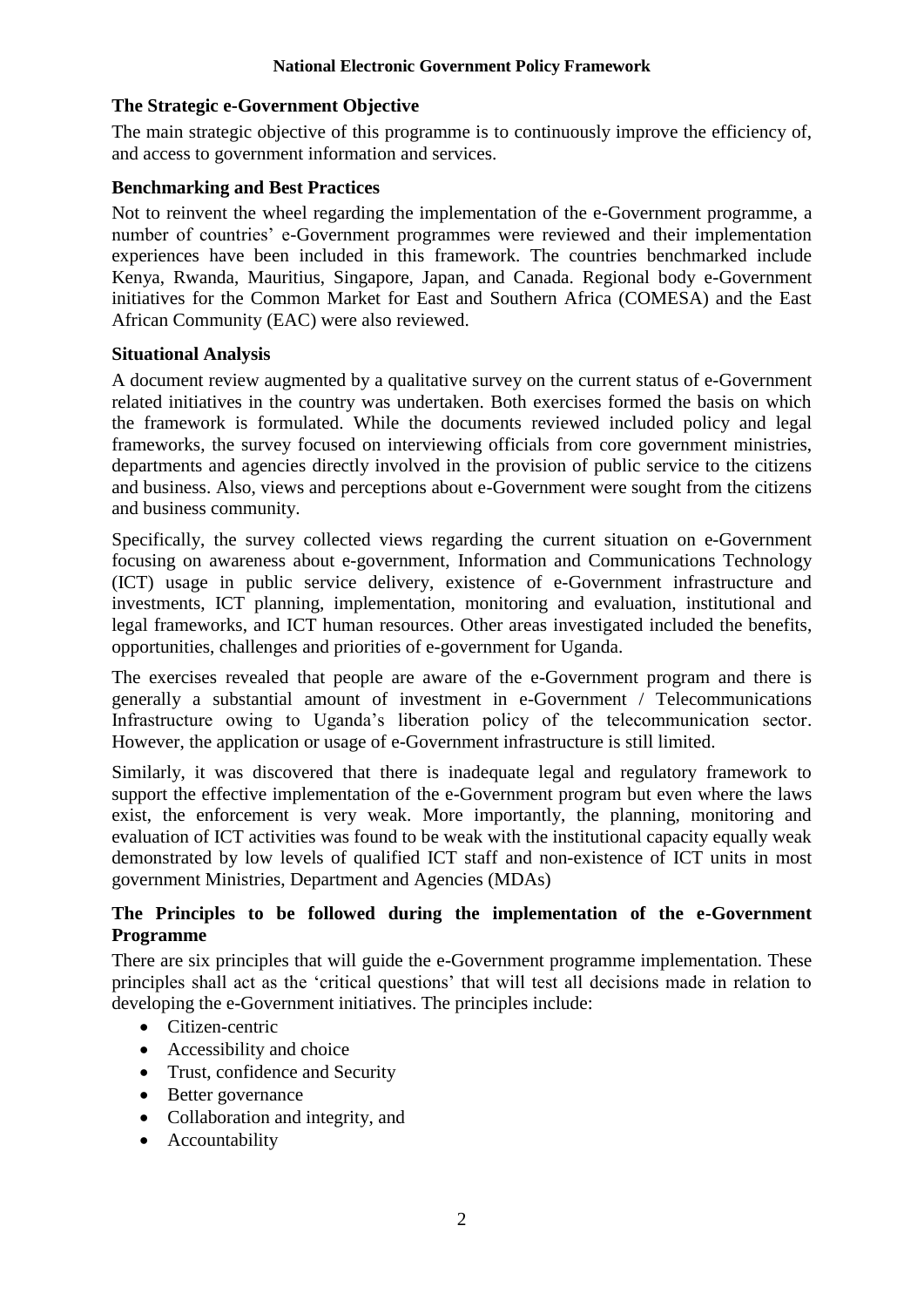### The Strategic e-Government Objective

The main strategic objective of this programme is to continuously improve the efficiency of, and access to government information and services.

### Benchmarking and Best Practices

Not to reinvent the wheel regarding the implementation of the e-Government programme, a number of countries' e-Government programmes were reviewed and their implementation experiences have been included in this framework. The countries benchmarked include Kenya, Rwanda, Mauritius, Singapore, Japan, and Canada. Regional body e-Government initiatives for the Common Market for East and Southern Africa (COMESA) and the East African Community (EAC) were also reviewed.

### Situational Analysis

A document review augmented by a qualitative survey on the current status of e-Government related initiatives in the country was undertaken. Both exercises formed the basis on which the framework is formulated. While the documents reviewed included policy and legal frameworks, the survey focused on interviewing officials from core government ministries, departments and agencies directly involved in the provision of public service to the citizens and business. Also, views and perceptions about e-Government were sought from the citizens and business community.

Specifically, the survey collected views regarding the current situation on e-Government focusing on awareness about e-government, Information and Communications Technology (ICT) usage in public service delivery, existence of e-Government infrastructure and investments, ICT planning, implementation, monitoring and evaluation, institutional and legal frameworks, and ICT human resources. Other areas investigated included the benefits, opportunities, challenges and priorities of e-government for Uganda.

The exercises revealed that people are aware of the e-Government program and there is generally a substantial amount of investment in e-Government / Telecommunications Infrastructure owing to Uganda's liberation policy of the telecommunication sector. However, the application or usage of e-Government infrastructure is still limited.

Similarly, it was discovered that there is inadequate legal and regulatory framework to support the effective implementation of the e-Government program but even where the laws exist, the enforcement is very weak. More importantly, the planning, monitoring and evaluation of ICT activities was found to be weak with the institutional capacity equally weak demonstrated by low levels of qualified ICT staff and non-existence of ICT units in most government Ministries, Department and Agencies (MDAs)

### The Principles to be followed during the implementation of the e-Government Programme

There are six principles that will guide the e-Government programme implementation. These principles shall act as the 'critical questions' that will test all decisions made in relation to developing the e-Government initiatives. The principles include:

- Citizen-centric
- Accessibility and choice
- Trust, confidence and Security
- Better governance
- Collaboration and integrity, and
- Accountability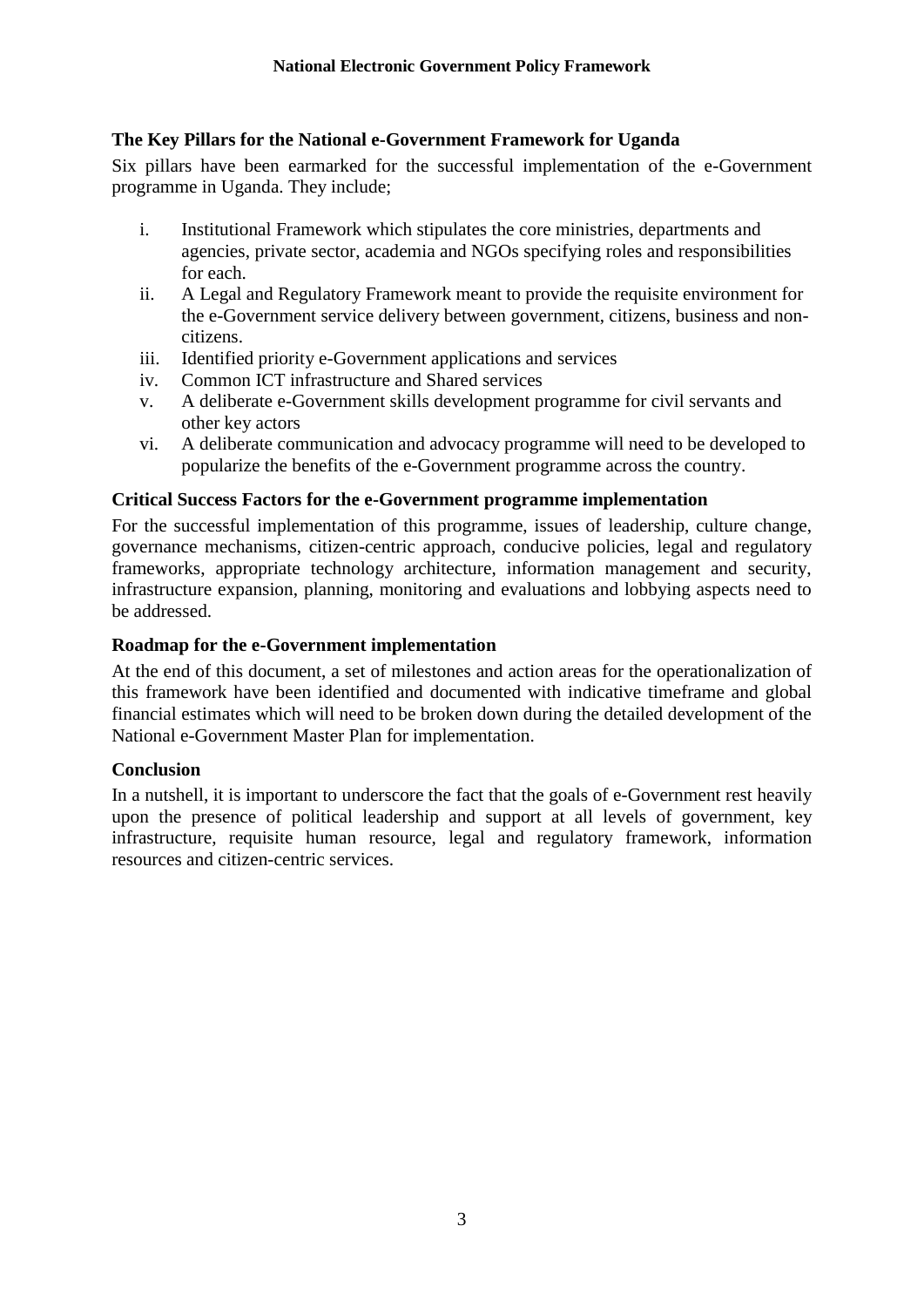### The Key Pillars for the National e-Government Framework for Uganda

Six pillars have been earmarked for the successful implementation of the e-Government programme in Uganda. They include;

i. Institutional Framework which stipulates the core ministries, departments and agencies, private sector, academia and NGOs specifying roles and responsibilities for each.
ii. A Legal and Regulatory Framework meant to provide the requisite environment for the e-Government service delivery between government, citizens, business and non-citizens.
iii. Identified priority e-Government applications and services
iv. Common ICT infrastructure and Shared services
v. A deliberate e-Government skills development programme for civil servants and other key actors
vi. A deliberate communication and advocacy programme will need to be developed to popularize the benefits of the e-Government programme across the country.

### Critical Success Factors for the e-Government programme implementation

For the successful implementation of this programme, issues of leadership, culture change, governance mechanisms, citizen-centric approach, conducive policies, legal and regulatory frameworks, appropriate technology architecture, information management and security, infrastructure expansion, planning, monitoring and evaluations and lobbying aspects need to be addressed.

### Roadmap for the e-Government implementation

At the end of this document, a set of milestones and action areas for the operationalization of this framework have been identified and documented with indicative timeframe and global financial estimates which will need to be broken down during the detailed development of the National e-Government Master Plan for implementation.

### Conclusion

In a nutshell, it is important to underscore the fact that the goals of e-Government rest heavily upon the presence of political leadership and support at all levels of government, key infrastructure, requisite human resource, legal and regulatory framework, information resources and citizen-centric services.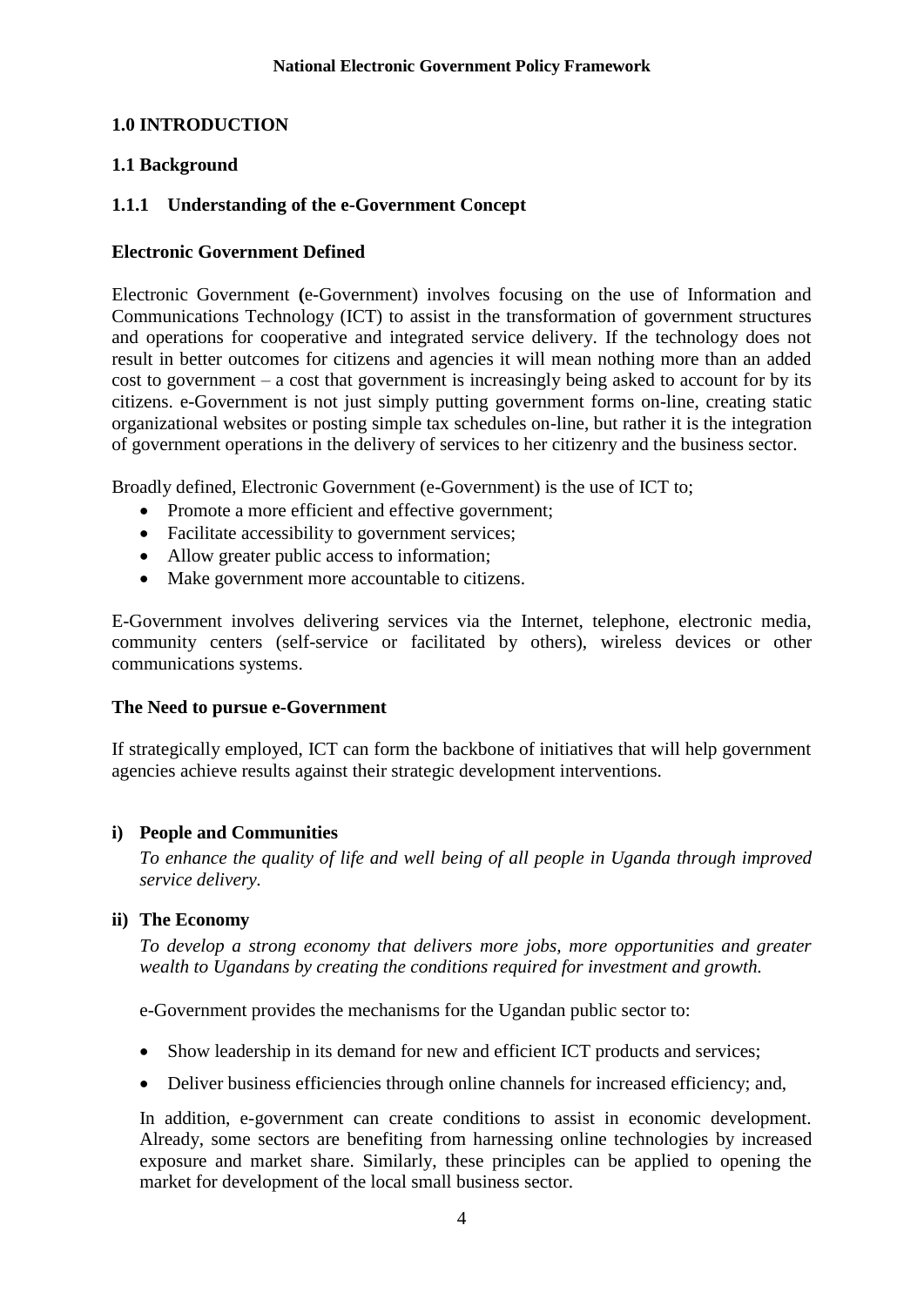# 1.0 INTRODUCTION

## 1.1 Background

### 1.1.1 Understanding of the e-Government Concept

**Electronic Government Defined**

Electronic Government **(**e-Government) involves focusing on the use of Information and Communications Technology (ICT) to assist in the transformation of government structures and operations for cooperative and integrated service delivery. If the technology does not result in better outcomes for citizens and agencies it will mean nothing more than an added cost to government – a cost that government is increasingly being asked to account for by its citizens. e-Government is not just simply putting government forms on-line, creating static organizational websites or posting simple tax schedules on-line, but rather it is the integration of government operations in the delivery of services to her citizenry and the business sector.

Broadly defined, Electronic Government (e-Government) is the use of ICT to;

- Promote a more efficient and effective government;
- Facilitate accessibility to government services;
- Allow greater public access to information;
- Make government more accountable to citizens.

E-Government involves delivering services via the Internet, telephone, electronic media, community centers (self-service or facilitated by others), wireless devices or other communications systems.

**The Need to pursue e-Government**

If strategically employed, ICT can form the backbone of initiatives that will help government agencies achieve results against their strategic development interventions.

**i) People and Communities**

*To enhance the quality of life and well being of all people in Uganda through improved service delivery.*

**ii) The Economy**

*To develop a strong economy that delivers more jobs, more opportunities and greater wealth to Ugandans by creating the conditions required for investment and growth.*

e-Government provides the mechanisms for the Ugandan public sector to:

- Show leadership in its demand for new and efficient ICT products and services;
- Deliver business efficiencies through online channels for increased efficiency; and,

In addition, e-government can create conditions to assist in economic development. Already, some sectors are benefiting from harnessing online technologies by increased exposure and market share. Similarly, these principles can be applied to opening the market for development of the local small business sector.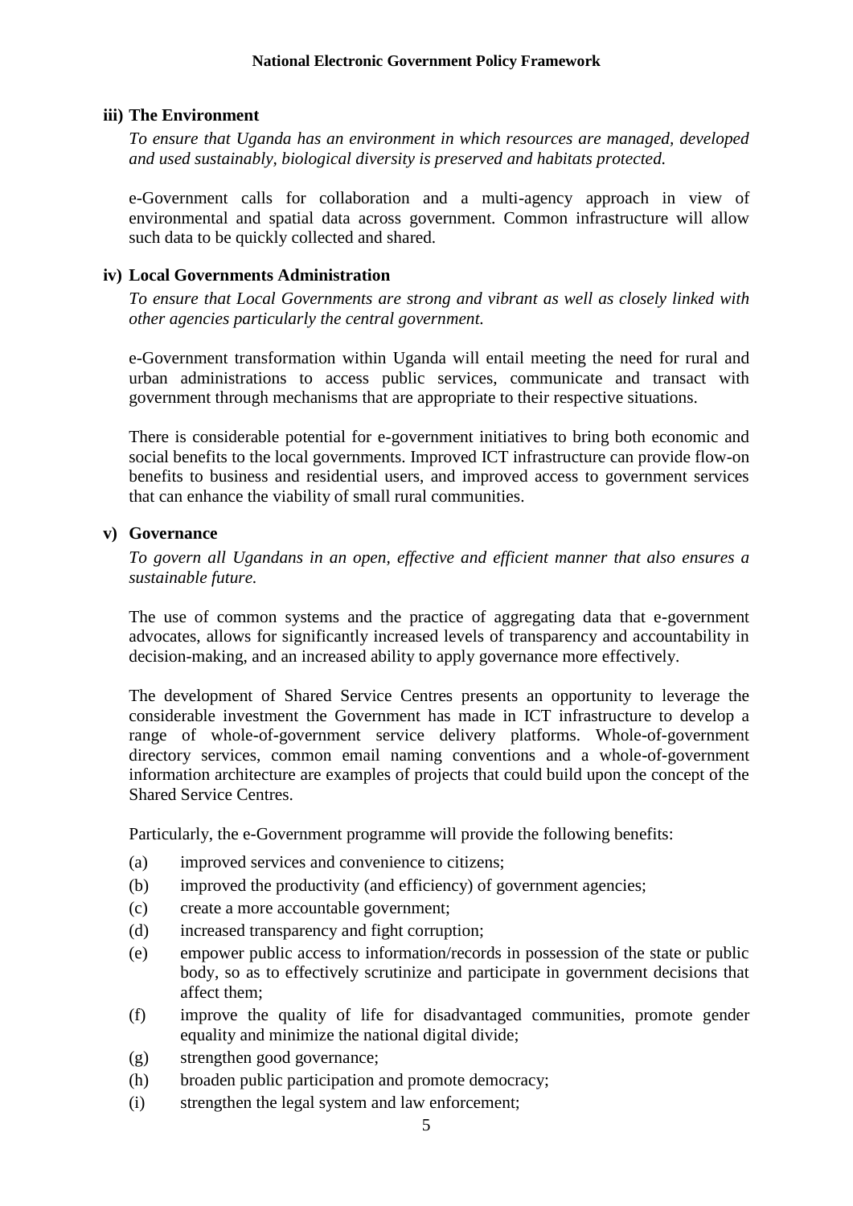### iii) The Environment

*To ensure that Uganda has an environment in which resources are managed, developed and used sustainably, biological diversity is preserved and habitats protected.*

e-Government calls for collaboration and a multi-agency approach in view of environmental and spatial data across government. Common infrastructure will allow such data to be quickly collected and shared.

### iv) Local Governments Administration

*To ensure that Local Governments are strong and vibrant as well as closely linked with other agencies particularly the central government.*

e-Government transformation within Uganda will entail meeting the need for rural and urban administrations to access public services, communicate and transact with government through mechanisms that are appropriate to their respective situations.

There is considerable potential for e-government initiatives to bring both economic and social benefits to the local governments. Improved ICT infrastructure can provide flow-on benefits to business and residential users, and improved access to government services that can enhance the viability of small rural communities.

### v) Governance

*To govern all Ugandans in an open, effective and efficient manner that also ensures a sustainable future.*

The use of common systems and the practice of aggregating data that e-government advocates, allows for significantly increased levels of transparency and accountability in decision-making, and an increased ability to apply governance more effectively.

The development of Shared Service Centres presents an opportunity to leverage the considerable investment the Government has made in ICT infrastructure to develop a range of whole-of-government service delivery platforms. Whole-of-government directory services, common email naming conventions and a whole-of-government information architecture are examples of projects that could build upon the concept of the Shared Service Centres.

Particularly, the e-Government programme will provide the following benefits:

(a) improved services and convenience to citizens;

(b) improved the productivity (and efficiency) of government agencies;

(c) create a more accountable government;

(d) increased transparency and fight corruption;

(e) empower public access to information/records in possession of the state or public body, so as to effectively scrutinize and participate in government decisions that affect them;

(f) improve the quality of life for disadvantaged communities, promote gender equality and minimize the national digital divide;

(g) strengthen good governance;

(h) broaden public participation and promote democracy;

(i) strengthen the legal system and law enforcement;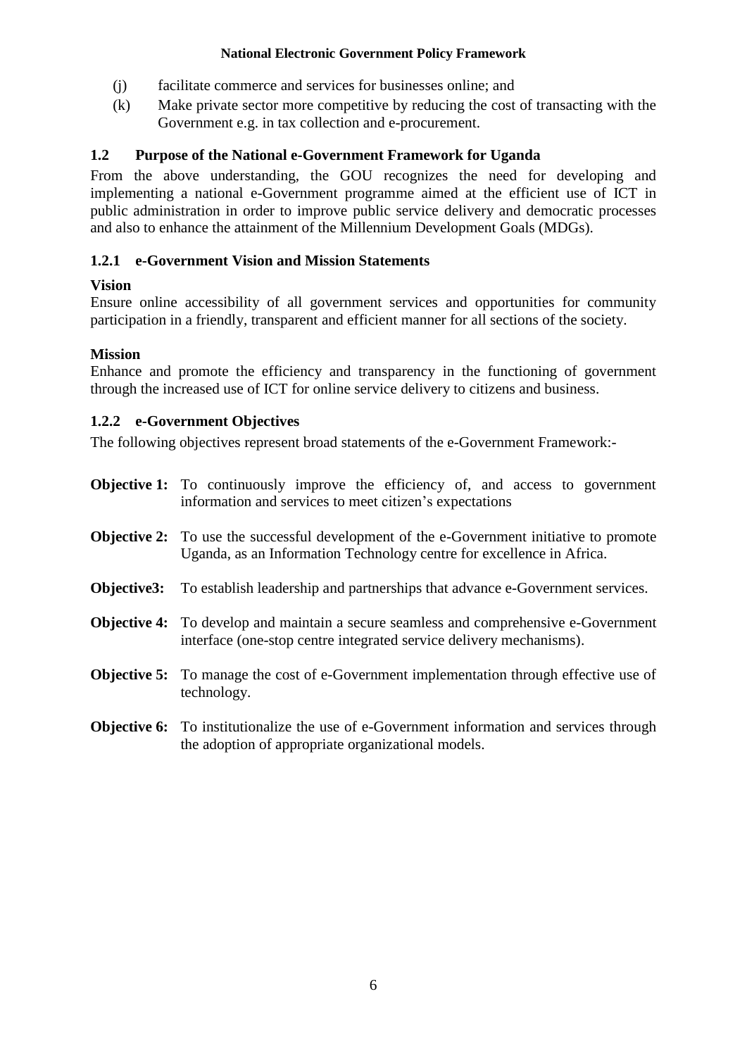(j) facilitate commerce and services for businesses online; and

(k) Make private sector more competitive by reducing the cost of transacting with the Government e.g. in tax collection and e-procurement.

## 1.2 Purpose of the National e-Government Framework for Uganda

From the above understanding, the GOU recognizes the need for developing and implementing a national e-Government programme aimed at the efficient use of ICT in public administration in order to improve public service delivery and democratic processes and also to enhance the attainment of the Millennium Development Goals (MDGs).

### 1.2.1 e-Government Vision and Mission Statements

**Vision**

Ensure online accessibility of all government services and opportunities for community participation in a friendly, transparent and efficient manner for all sections of the society.

**Mission**

Enhance and promote the efficiency and transparency in the functioning of government through the increased use of ICT for online service delivery to citizens and business.

### 1.2.2 e-Government Objectives

The following objectives represent broad statements of the e-Government Framework:-

**Objective 1:** To continuously improve the efficiency of, and access to government information and services to meet citizen's expectations

**Objective 2:** To use the successful development of the e-Government initiative to promote Uganda, as an Information Technology centre for excellence in Africa.

**Objective3:** To establish leadership and partnerships that advance e-Government services.

**Objective 4:** To develop and maintain a secure seamless and comprehensive e-Government interface (one-stop centre integrated service delivery mechanisms).

**Objective 5:** To manage the cost of e-Government implementation through effective use of technology.

**Objective 6:** To institutionalize the use of e-Government information and services through the adoption of appropriate organizational models.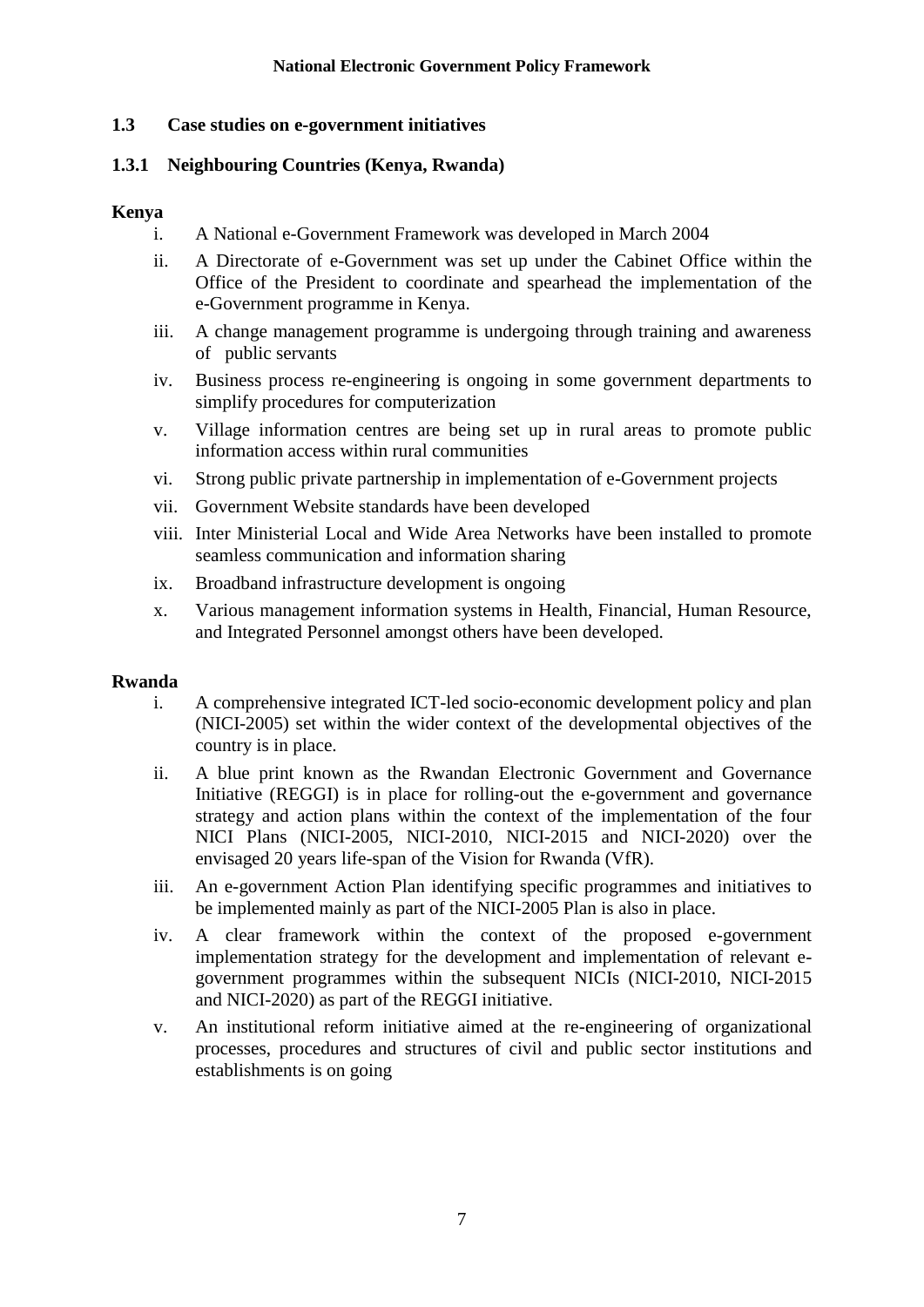## 1.3 Case studies on e-government initiatives

### 1.3.1 Neighbouring Countries (Kenya, Rwanda)

**Kenya**

i. A National e-Government Framework was developed in March 2004
ii. A Directorate of e-Government was set up under the Cabinet Office within the Office of the President to coordinate and spearhead the implementation of the e-Government programme in Kenya.
iii. A change management programme is undergoing through training and awareness of public servants
iv. Business process re-engineering is ongoing in some government departments to simplify procedures for computerization
v. Village information centres are being set up in rural areas to promote public information access within rural communities
vi. Strong public private partnership in implementation of e-Government projects
vii. Government Website standards have been developed
viii. Inter Ministerial Local and Wide Area Networks have been installed to promote seamless communication and information sharing
ix. Broadband infrastructure development is ongoing
x. Various management information systems in Health, Financial, Human Resource, and Integrated Personnel amongst others have been developed.

**Rwanda**

i. A comprehensive integrated ICT-led socio-economic development policy and plan (NICI-2005) set within the wider context of the developmental objectives of the country is in place.
ii. A blue print known as the Rwandan Electronic Government and Governance Initiative (REGGI) is in place for rolling-out the e-government and governance strategy and action plans within the context of the implementation of the four NICI Plans (NICI-2005, NICI-2010, NICI-2015 and NICI-2020) over the envisaged 20 years life-span of the Vision for Rwanda (VfR).
iii. An e-government Action Plan identifying specific programmes and initiatives to be implemented mainly as part of the NICI-2005 Plan is also in place.
iv. A clear framework within the context of the proposed e-government implementation strategy for the development and implementation of relevant e-government programmes within the subsequent NICIs (NICI-2010, NICI-2015 and NICI-2020) as part of the REGGI initiative.
v. An institutional reform initiative aimed at the re-engineering of organizational processes, procedures and structures of civil and public sector institutions and establishments is on going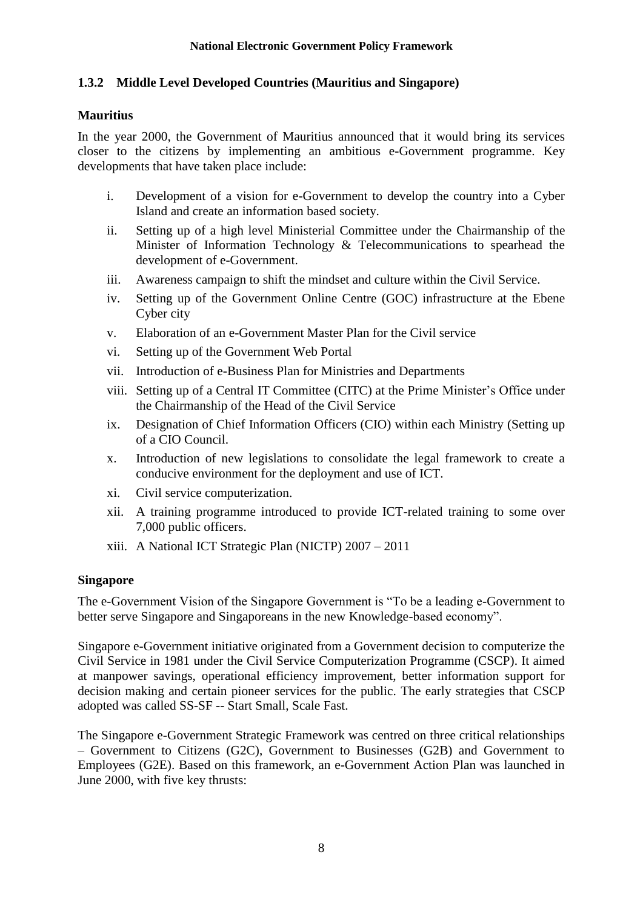### 1.3.2 Middle Level Developed Countries (Mauritius and Singapore)

**Mauritius**

In the year 2000, the Government of Mauritius announced that it would bring its services closer to the citizens by implementing an ambitious e-Government programme. Key developments that have taken place include:

i. Development of a vision for e-Government to develop the country into a Cyber Island and create an information based society.
ii. Setting up of a high level Ministerial Committee under the Chairmanship of the Minister of Information Technology & Telecommunications to spearhead the development of e-Government.
iii. Awareness campaign to shift the mindset and culture within the Civil Service.
iv. Setting up of the Government Online Centre (GOC) infrastructure at the Ebene Cyber city
v. Elaboration of an e-Government Master Plan for the Civil service
vi. Setting up of the Government Web Portal
vii. Introduction of e-Business Plan for Ministries and Departments
viii. Setting up of a Central IT Committee (CITC) at the Prime Minister's Office under the Chairmanship of the Head of the Civil Service
ix. Designation of Chief Information Officers (CIO) within each Ministry (Setting up of a CIO Council.
x. Introduction of new legislations to consolidate the legal framework to create a conducive environment for the deployment and use of ICT.
xi. Civil service computerization.
xii. A training programme introduced to provide ICT-related training to some over 7,000 public officers.
xiii. A National ICT Strategic Plan (NICTP) 2007 – 2011

**Singapore**

The e-Government Vision of the Singapore Government is "To be a leading e-Government to better serve Singapore and Singaporeans in the new Knowledge-based economy".

Singapore e-Government initiative originated from a Government decision to computerize the Civil Service in 1981 under the Civil Service Computerization Programme (CSCP). It aimed at manpower savings, operational efficiency improvement, better information support for decision making and certain pioneer services for the public. The early strategies that CSCP adopted was called SS-SF -- Start Small, Scale Fast.

The Singapore e-Government Strategic Framework was centred on three critical relationships – Government to Citizens (G2C), Government to Businesses (G2B) and Government to Employees (G2E). Based on this framework, an e-Government Action Plan was launched in June 2000, with five key thrusts: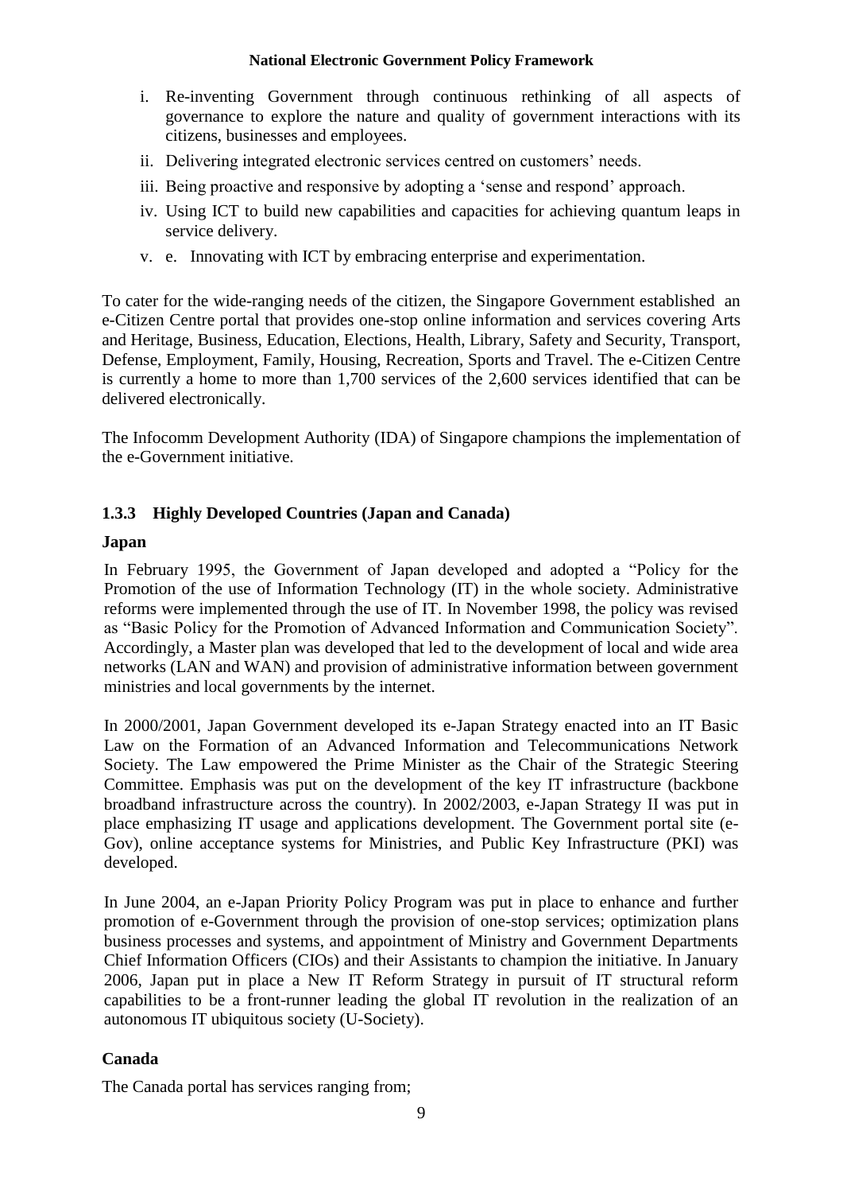i. Re-inventing Government through continuous rethinking of all aspects of governance to explore the nature and quality of government interactions with its citizens, businesses and employees.
ii. Delivering integrated electronic services centred on customers' needs.
iii. Being proactive and responsive by adopting a 'sense and respond' approach.
iv. Using ICT to build new capabilities and capacities for achieving quantum leaps in service delivery.
v. e. Innovating with ICT by embracing enterprise and experimentation.

To cater for the wide-ranging needs of the citizen, the Singapore Government established an e-Citizen Centre portal that provides one-stop online information and services covering Arts and Heritage, Business, Education, Elections, Health, Library, Safety and Security, Transport, Defense, Employment, Family, Housing, Recreation, Sports and Travel. The e-Citizen Centre is currently a home to more than 1,700 services of the 2,600 services identified that can be delivered electronically.

The Infocomm Development Authority (IDA) of Singapore champions the implementation of the e-Government initiative.

### 1.3.3 Highly Developed Countries (Japan and Canada)

**Japan**

In February 1995, the Government of Japan developed and adopted a "Policy for the Promotion of the use of Information Technology (IT) in the whole society. Administrative reforms were implemented through the use of IT. In November 1998, the policy was revised as "Basic Policy for the Promotion of Advanced Information and Communication Society". Accordingly, a Master plan was developed that led to the development of local and wide area networks (LAN and WAN) and provision of administrative information between government ministries and local governments by the internet.

In 2000/2001, Japan Government developed its e-Japan Strategy enacted into an IT Basic Law on the Formation of an Advanced Information and Telecommunications Network Society. The Law empowered the Prime Minister as the Chair of the Strategic Steering Committee. Emphasis was put on the development of the key IT infrastructure (backbone broadband infrastructure across the country). In 2002/2003, e-Japan Strategy II was put in place emphasizing IT usage and applications development. The Government portal site (e-Gov), online acceptance systems for Ministries, and Public Key Infrastructure (PKI) was developed.

In June 2004, an e-Japan Priority Policy Program was put in place to enhance and further promotion of e-Government through the provision of one-stop services; optimization plans business processes and systems, and appointment of Ministry and Government Departments Chief Information Officers (CIOs) and their Assistants to champion the initiative. In January 2006, Japan put in place a New IT Reform Strategy in pursuit of IT structural reform capabilities to be a front-runner leading the global IT revolution in the realization of an autonomous IT ubiquitous society (U-Society).

**Canada**

The Canada portal has services ranging from;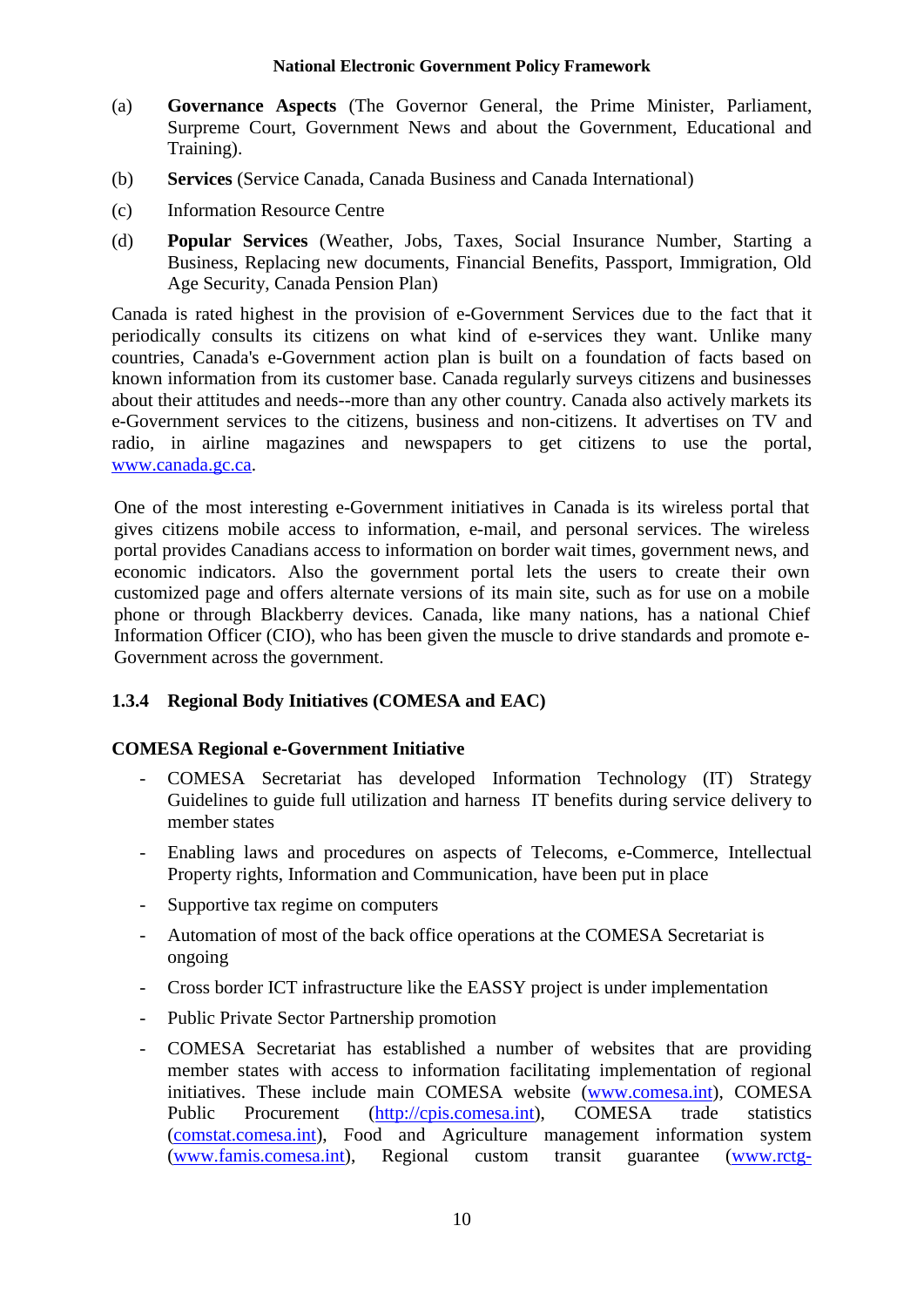(a) **Governance Aspects** (The Governor General, the Prime Minister, Parliament, Surpreme Court, Government News and about the Government, Educational and Training).

(b) **Services** (Service Canada, Canada Business and Canada International)

(c) Information Resource Centre

(d) **Popular Services** (Weather, Jobs, Taxes, Social Insurance Number, Starting a Business, Replacing new documents, Financial Benefits, Passport, Immigration, Old Age Security, Canada Pension Plan)

Canada is rated highest in the provision of e-Government Services due to the fact that it periodically consults its citizens on what kind of e-services they want. Unlike many countries, Canada's e-Government action plan is built on a foundation of facts based on known information from its customer base. Canada regularly surveys citizens and businesses about their attitudes and needs--more than any other country. Canada also actively markets its e-Government services to the citizens, business and non-citizens. It advertises on TV and radio, in airline magazines and newspapers to get citizens to use the portal, www.canada.gc.ca.

One of the most interesting e-Government initiatives in Canada is its wireless portal that gives citizens mobile access to information, e-mail, and personal services. The wireless portal provides Canadians access to information on border wait times, government news, and economic indicators. Also the government portal lets the users to create their own customized page and offers alternate versions of its main site, such as for use on a mobile phone or through Blackberry devices. Canada, like many nations, has a national Chief Information Officer (CIO), who has been given the muscle to drive standards and promote e-Government across the government.

### 1.3.4 Regional Body Initiatives (COMESA and EAC)

**COMESA Regional e-Government Initiative**

- COMESA Secretariat has developed Information Technology (IT) Strategy Guidelines to guide full utilization and harness IT benefits during service delivery to member states
- Enabling laws and procedures on aspects of Telecoms, e-Commerce, Intellectual Property rights, Information and Communication, have been put in place
- Supportive tax regime on computers
- Automation of most of the back office operations at the COMESA Secretariat is ongoing
- Cross border ICT infrastructure like the EASSY project is under implementation
- Public Private Sector Partnership promotion
- COMESA Secretariat has established a number of websites that are providing member states with access to information facilitating implementation of regional initiatives. These include main COMESA website (www.comesa.int), COMESA Public Procurement (http://cpis.comesa.int), COMESA trade statistics (comstat.comesa.int), Food and Agriculture management information system (www.famis.comesa.int), Regional custom transit guarantee (www.rctg-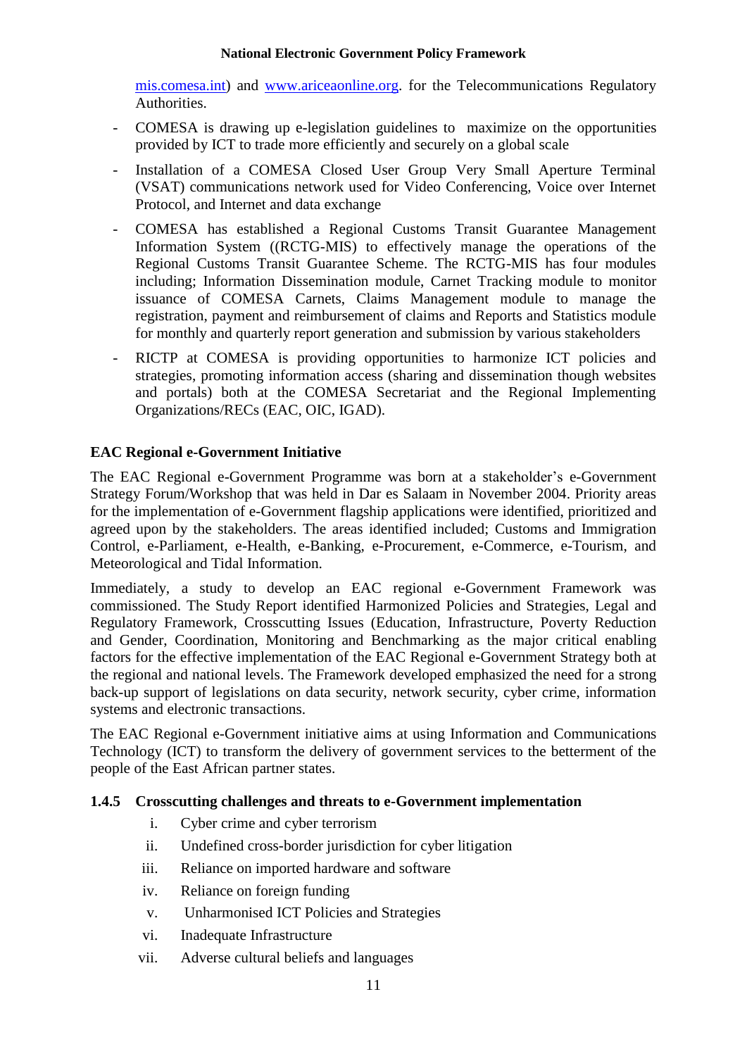mis.comesa.int) and www.ariceaonline.org. for the Telecommunications Regulatory Authorities.

- COMESA is drawing up e-legislation guidelines to maximize on the opportunities provided by ICT to trade more efficiently and securely on a global scale
- Installation of a COMESA Closed User Group Very Small Aperture Terminal (VSAT) communications network used for Video Conferencing, Voice over Internet Protocol, and Internet and data exchange
- COMESA has established a Regional Customs Transit Guarantee Management Information System ((RCTG-MIS) to effectively manage the operations of the Regional Customs Transit Guarantee Scheme. The RCTG-MIS has four modules including; Information Dissemination module, Carnet Tracking module to monitor issuance of COMESA Carnets, Claims Management module to manage the registration, payment and reimbursement of claims and Reports and Statistics module for monthly and quarterly report generation and submission by various stakeholders
- RICTP at COMESA is providing opportunities to harmonize ICT policies and strategies, promoting information access (sharing and dissemination though websites and portals) both at the COMESA Secretariat and the Regional Implementing Organizations/RECs (EAC, OIC, IGAD).

**EAC Regional e-Government Initiative**

The EAC Regional e-Government Programme was born at a stakeholder's e-Government Strategy Forum/Workshop that was held in Dar es Salaam in November 2004. Priority areas for the implementation of e-Government flagship applications were identified, prioritized and agreed upon by the stakeholders. The areas identified included; Customs and Immigration Control, e-Parliament, e-Health, e-Banking, e-Procurement, e-Commerce, e-Tourism, and Meteorological and Tidal Information.

Immediately, a study to develop an EAC regional e-Government Framework was commissioned. The Study Report identified Harmonized Policies and Strategies, Legal and Regulatory Framework, Crosscutting Issues (Education, Infrastructure, Poverty Reduction and Gender, Coordination, Monitoring and Benchmarking as the major critical enabling factors for the effective implementation of the EAC Regional e-Government Strategy both at the regional and national levels. The Framework developed emphasized the need for a strong back-up support of legislations on data security, network security, cyber crime, information systems and electronic transactions.

The EAC Regional e-Government initiative aims at using Information and Communications Technology (ICT) to transform the delivery of government services to the betterment of the people of the East African partner states.

### 1.4.5 Crosscutting challenges and threats to e-Government implementation

i. Cyber crime and cyber terrorism
ii. Undefined cross-border jurisdiction for cyber litigation
iii. Reliance on imported hardware and software
iv. Reliance on foreign funding
v. Unharmonised ICT Policies and Strategies
vi. Inadequate Infrastructure
vii. Adverse cultural beliefs and languages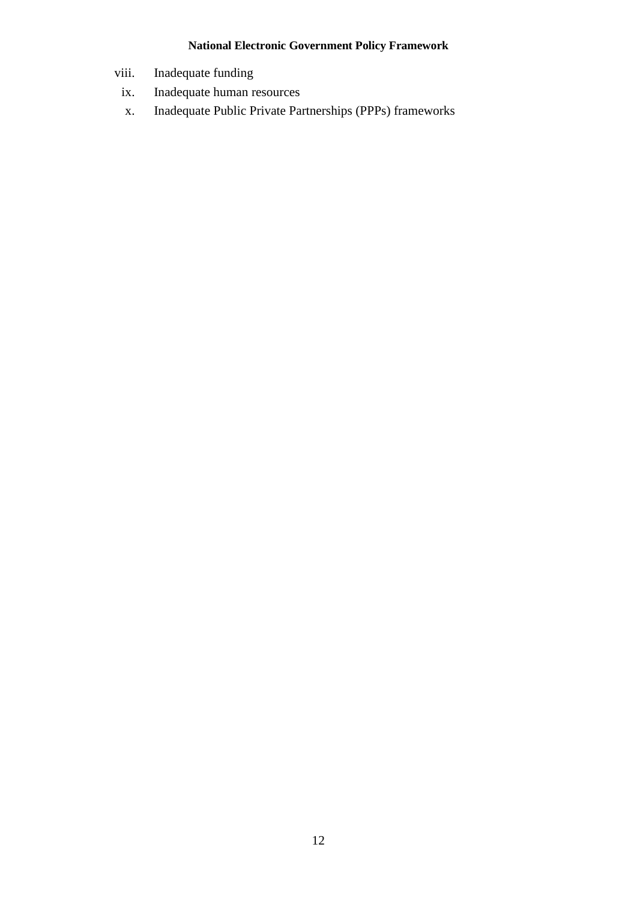viii. Inadequate funding
ix. Inadequate human resources
x. Inadequate Public Private Partnerships (PPPs) frameworks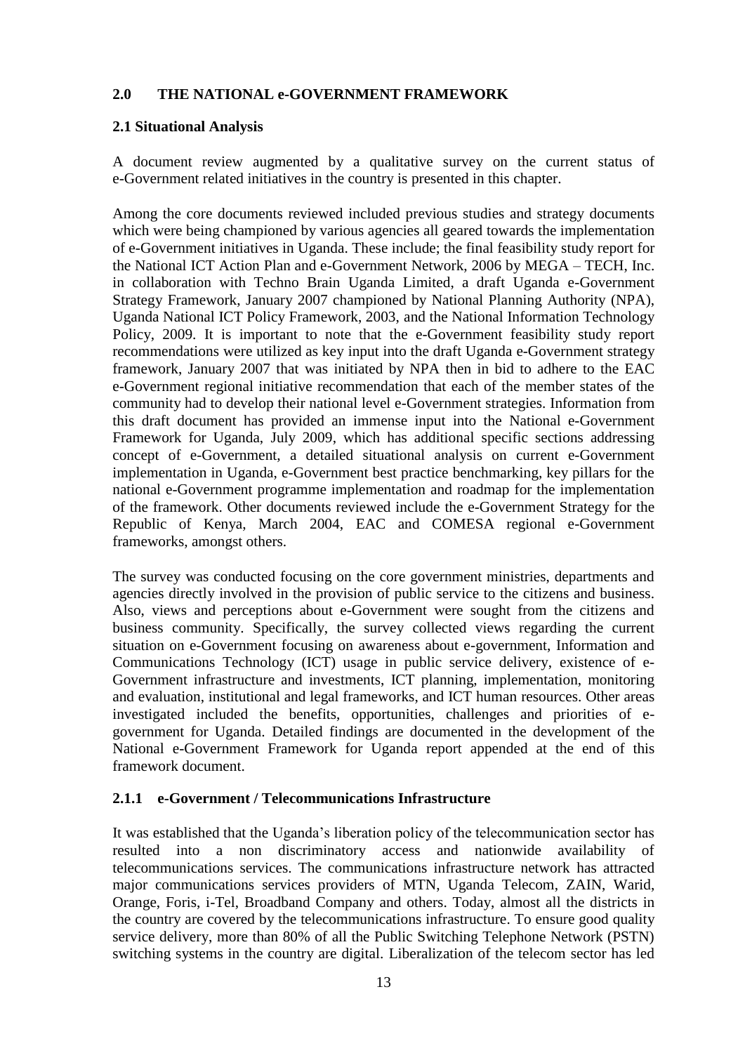## 2.0 THE NATIONAL e-GOVERNMENT FRAMEWORK

### 2.1 Situational Analysis

A document review augmented by a qualitative survey on the current status of e-Government related initiatives in the country is presented in this chapter.

Among the core documents reviewed included previous studies and strategy documents which were being championed by various agencies all geared towards the implementation of e-Government initiatives in Uganda. These include; the final feasibility study report for the National ICT Action Plan and e-Government Network, 2006 by MEGA – TECH, Inc. in collaboration with Techno Brain Uganda Limited, a draft Uganda e-Government Strategy Framework, January 2007 championed by National Planning Authority (NPA), Uganda National ICT Policy Framework, 2003, and the National Information Technology Policy, 2009. It is important to note that the e-Government feasibility study report recommendations were utilized as key input into the draft Uganda e-Government strategy framework, January 2007 that was initiated by NPA then in bid to adhere to the EAC e-Government regional initiative recommendation that each of the member states of the community had to develop their national level e-Government strategies. Information from this draft document has provided an immense input into the National e-Government Framework for Uganda, July 2009, which has additional specific sections addressing concept of e-Government, a detailed situational analysis on current e-Government implementation in Uganda, e-Government best practice benchmarking, key pillars for the national e-Government programme implementation and roadmap for the implementation of the framework. Other documents reviewed include the e-Government Strategy for the Republic of Kenya, March 2004, EAC and COMESA regional e-Government frameworks, amongst others.

The survey was conducted focusing on the core government ministries, departments and agencies directly involved in the provision of public service to the citizens and business. Also, views and perceptions about e-Government were sought from the citizens and business community. Specifically, the survey collected views regarding the current situation on e-Government focusing on awareness about e-government, Information and Communications Technology (ICT) usage in public service delivery, existence of e-Government infrastructure and investments, ICT planning, implementation, monitoring and evaluation, institutional and legal frameworks, and ICT human resources. Other areas investigated included the benefits, opportunities, challenges and priorities of e-government for Uganda. Detailed findings are documented in the development of the National e-Government Framework for Uganda report appended at the end of this framework document.

#### 2.1.1 e-Government / Telecommunications Infrastructure

It was established that the Uganda's liberation policy of the telecommunication sector has resulted into a non discriminatory access and nationwide availability of telecommunications services. The communications infrastructure network has attracted major communications services providers of MTN, Uganda Telecom, ZAIN, Warid, Orange, Foris, i-Tel, Broadband Company and others. Today, almost all the districts in the country are covered by the telecommunications infrastructure. To ensure good quality service delivery, more than 80% of all the Public Switching Telephone Network (PSTN) switching systems in the country are digital. Liberalization of the telecom sector has led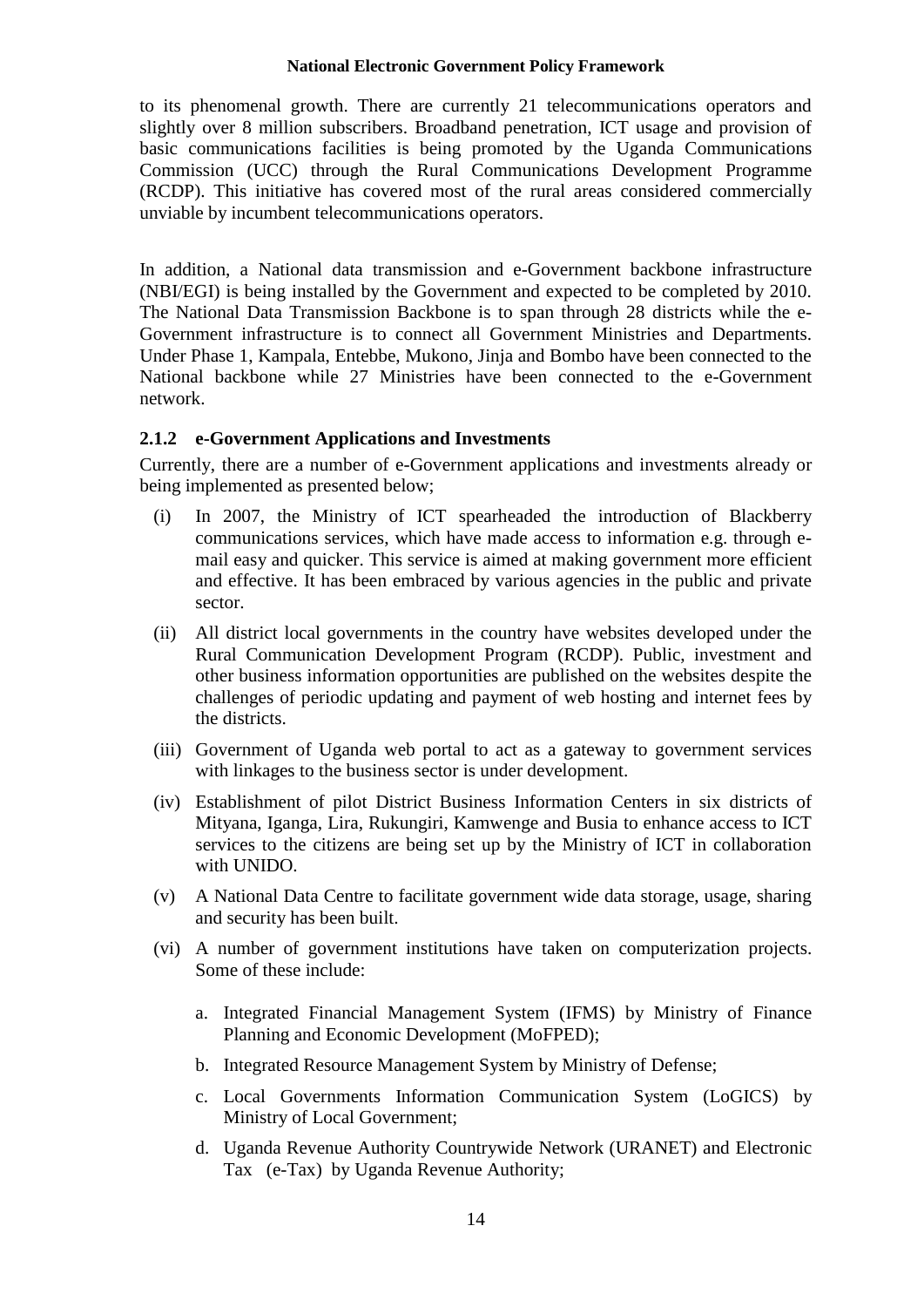to its phenomenal growth. There are currently 21 telecommunications operators and slightly over 8 million subscribers. Broadband penetration, ICT usage and provision of basic communications facilities is being promoted by the Uganda Communications Commission (UCC) through the Rural Communications Development Programme (RCDP). This initiative has covered most of the rural areas considered commercially unviable by incumbent telecommunications operators.

In addition, a National data transmission and e-Government backbone infrastructure (NBI/EGI) is being installed by the Government and expected to be completed by 2010. The National Data Transmission Backbone is to span through 28 districts while the e-Government infrastructure is to connect all Government Ministries and Departments. Under Phase 1, Kampala, Entebbe, Mukono, Jinja and Bombo have been connected to the National backbone while 27 Ministries have been connected to the e-Government network.

### 2.1.2 e-Government Applications and Investments

Currently, there are a number of e-Government applications and investments already or being implemented as presented below;

(i) In 2007, the Ministry of ICT spearheaded the introduction of Blackberry communications services, which have made access to information e.g. through e-mail easy and quicker. This service is aimed at making government more efficient and effective. It has been embraced by various agencies in the public and private sector.

(ii) All district local governments in the country have websites developed under the Rural Communication Development Program (RCDP). Public, investment and other business information opportunities are published on the websites despite the challenges of periodic updating and payment of web hosting and internet fees by the districts.

(iii) Government of Uganda web portal to act as a gateway to government services with linkages to the business sector is under development.

(iv) Establishment of pilot District Business Information Centers in six districts of Mityana, Iganga, Lira, Rukungiri, Kamwenge and Busia to enhance access to ICT services to the citizens are being set up by the Ministry of ICT in collaboration with UNIDO.

(v) A National Data Centre to facilitate government wide data storage, usage, sharing and security has been built.

(vi) A number of government institutions have taken on computerization projects. Some of these include:

   a. Integrated Financial Management System (IFMS) by Ministry of Finance Planning and Economic Development (MoFPED);

   b. Integrated Resource Management System by Ministry of Defense;

   c. Local Governments Information Communication System (LoGICS) by Ministry of Local Government;

   d. Uganda Revenue Authority Countrywide Network (URANET) and Electronic Tax (e-Tax) by Uganda Revenue Authority;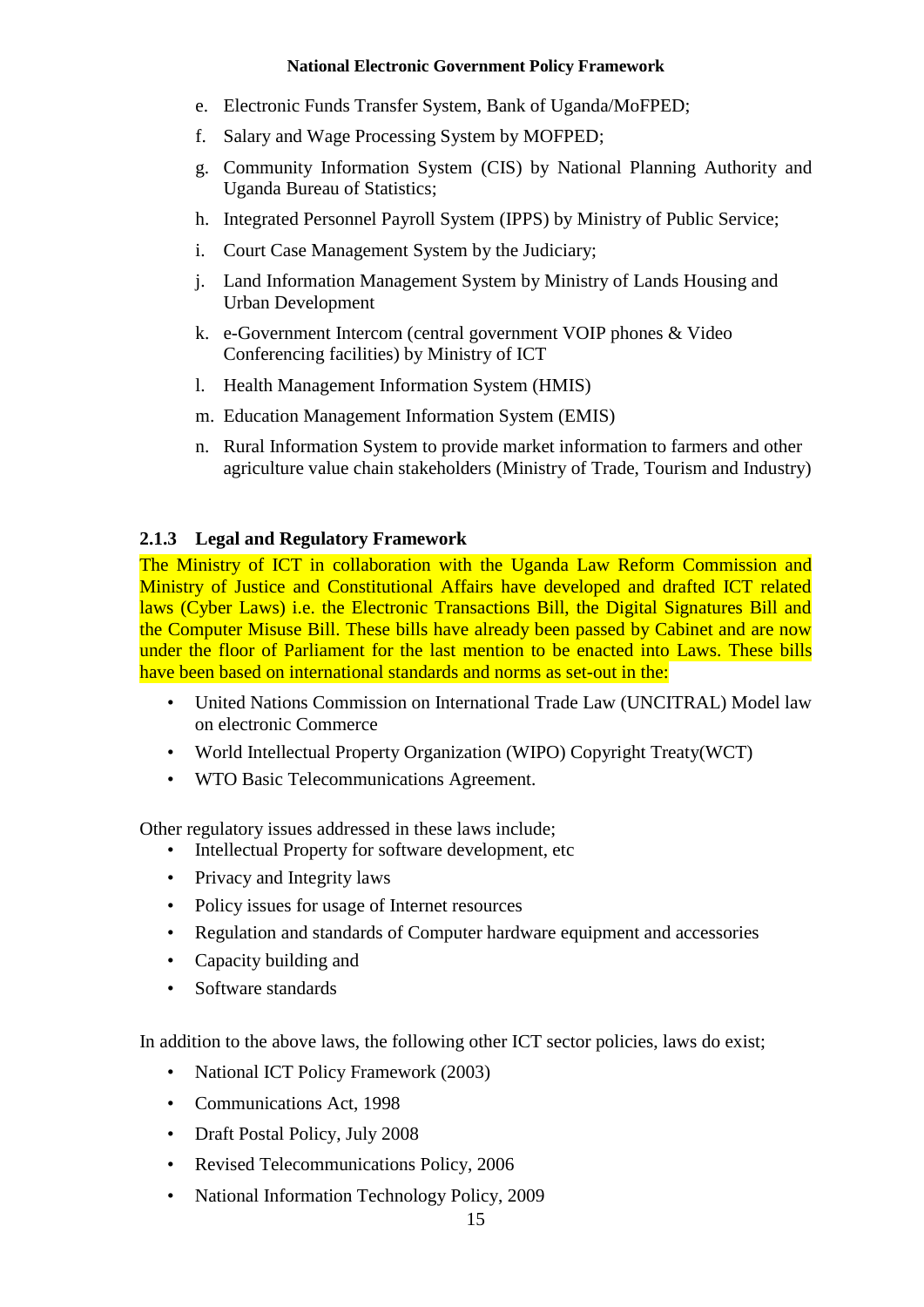e. Electronic Funds Transfer System, Bank of Uganda/MoFPED;

f. Salary and Wage Processing System by MOFPED;

g. Community Information System (CIS) by National Planning Authority and Uganda Bureau of Statistics;

h. Integrated Personnel Payroll System (IPPS) by Ministry of Public Service;

i. Court Case Management System by the Judiciary;

j. Land Information Management System by Ministry of Lands Housing and Urban Development

k. e-Government Intercom (central government VOIP phones & Video Conferencing facilities) by Ministry of ICT

l. Health Management Information System (HMIS)

m. Education Management Information System (EMIS)

n. Rural Information System to provide market information to farmers and other agriculture value chain stakeholders (Ministry of Trade, Tourism and Industry)

### 2.1.3 Legal and Regulatory Framework

The Ministry of ICT in collaboration with the Uganda Law Reform Commission and Ministry of Justice and Constitutional Affairs have developed and drafted ICT related laws (Cyber Laws) i.e. the Electronic Transactions Bill, the Digital Signatures Bill and the Computer Misuse Bill. These bills have already been passed by Cabinet and are now under the floor of Parliament for the last mention to be enacted into Laws. These bills have been based on international standards and norms as set-out in the:

- United Nations Commission on International Trade Law (UNCITRAL) Model law on electronic Commerce
- World Intellectual Property Organization (WIPO) Copyright Treaty(WCT)
- WTO Basic Telecommunications Agreement.

Other regulatory issues addressed in these laws include;

- Intellectual Property for software development, etc
- Privacy and Integrity laws
- Policy issues for usage of Internet resources
- Regulation and standards of Computer hardware equipment and accessories
- Capacity building and
- Software standards

In addition to the above laws, the following other ICT sector policies, laws do exist;

- National ICT Policy Framework (2003)
- Communications Act, 1998
- Draft Postal Policy, July 2008
- Revised Telecommunications Policy, 2006
- National Information Technology Policy, 2009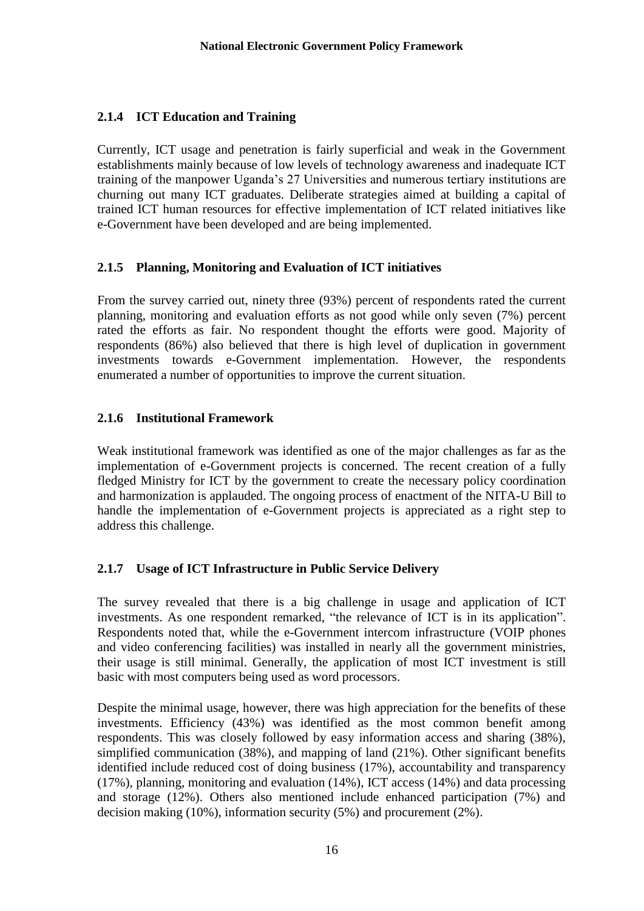### 2.1.4 ICT Education and Training

Currently, ICT usage and penetration is fairly superficial and weak in the Government establishments mainly because of low levels of technology awareness and inadequate ICT training of the manpower Uganda's 27 Universities and numerous tertiary institutions are churning out many ICT graduates. Deliberate strategies aimed at building a capital of trained ICT human resources for effective implementation of ICT related initiatives like e-Government have been developed and are being implemented.

### 2.1.5 Planning, Monitoring and Evaluation of ICT initiatives

From the survey carried out, ninety three (93%) percent of respondents rated the current planning, monitoring and evaluation efforts as not good while only seven (7%) percent rated the efforts as fair. No respondent thought the efforts were good. Majority of respondents (86%) also believed that there is high level of duplication in government investments towards e-Government implementation. However, the respondents enumerated a number of opportunities to improve the current situation.

### 2.1.6 Institutional Framework

Weak institutional framework was identified as one of the major challenges as far as the implementation of e-Government projects is concerned. The recent creation of a fully fledged Ministry for ICT by the government to create the necessary policy coordination and harmonization is applauded. The ongoing process of enactment of the NITA-U Bill to handle the implementation of e-Government projects is appreciated as a right step to address this challenge.

### 2.1.7 Usage of ICT Infrastructure in Public Service Delivery

The survey revealed that there is a big challenge in usage and application of ICT investments. As one respondent remarked, "the relevance of ICT is in its application". Respondents noted that, while the e-Government intercom infrastructure (VOIP phones and video conferencing facilities) was installed in nearly all the government ministries, their usage is still minimal. Generally, the application of most ICT investment is still basic with most computers being used as word processors.

Despite the minimal usage, however, there was high appreciation for the benefits of these investments. Efficiency (43%) was identified as the most common benefit among respondents. This was closely followed by easy information access and sharing (38%), simplified communication (38%), and mapping of land (21%). Other significant benefits identified include reduced cost of doing business (17%), accountability and transparency (17%), planning, monitoring and evaluation (14%), ICT access (14%) and data processing and storage (12%). Others also mentioned include enhanced participation (7%) and decision making (10%), information security (5%) and procurement (2%).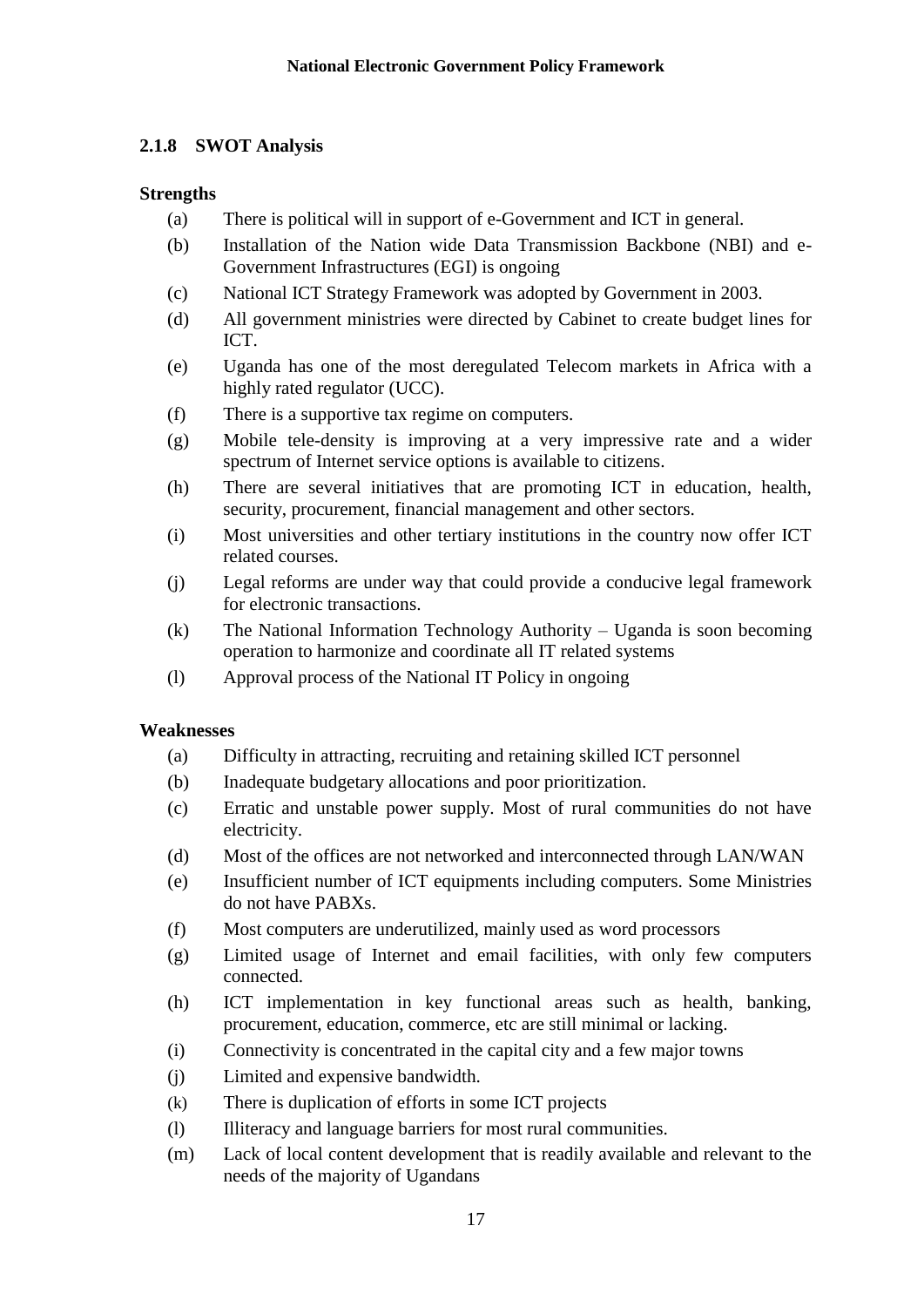### 2.1.8 SWOT Analysis

**Strengths**

(a) There is political will in support of e-Government and ICT in general.

(b) Installation of the Nation wide Data Transmission Backbone (NBI) and e-Government Infrastructures (EGI) is ongoing

(c) National ICT Strategy Framework was adopted by Government in 2003.

(d) All government ministries were directed by Cabinet to create budget lines for ICT.

(e) Uganda has one of the most deregulated Telecom markets in Africa with a highly rated regulator (UCC).

(f) There is a supportive tax regime on computers.

(g) Mobile tele-density is improving at a very impressive rate and a wider spectrum of Internet service options is available to citizens.

(h) There are several initiatives that are promoting ICT in education, health, security, procurement, financial management and other sectors.

(i) Most universities and other tertiary institutions in the country now offer ICT related courses.

(j) Legal reforms are under way that could provide a conducive legal framework for electronic transactions.

(k) The National Information Technology Authority – Uganda is soon becoming operation to harmonize and coordinate all IT related systems

(l) Approval process of the National IT Policy in ongoing

**Weaknesses**

(a) Difficulty in attracting, recruiting and retaining skilled ICT personnel

(b) Inadequate budgetary allocations and poor prioritization.

(c) Erratic and unstable power supply. Most of rural communities do not have electricity.

(d) Most of the offices are not networked and interconnected through LAN/WAN

(e) Insufficient number of ICT equipments including computers. Some Ministries do not have PABXs.

(f) Most computers are underutilized, mainly used as word processors

(g) Limited usage of Internet and email facilities, with only few computers connected.

(h) ICT implementation in key functional areas such as health, banking, procurement, education, commerce, etc are still minimal or lacking.

(i) Connectivity is concentrated in the capital city and a few major towns

(j) Limited and expensive bandwidth.

(k) There is duplication of efforts in some ICT projects

(l) Illiteracy and language barriers for most rural communities.

(m) Lack of local content development that is readily available and relevant to the needs of the majority of Ugandans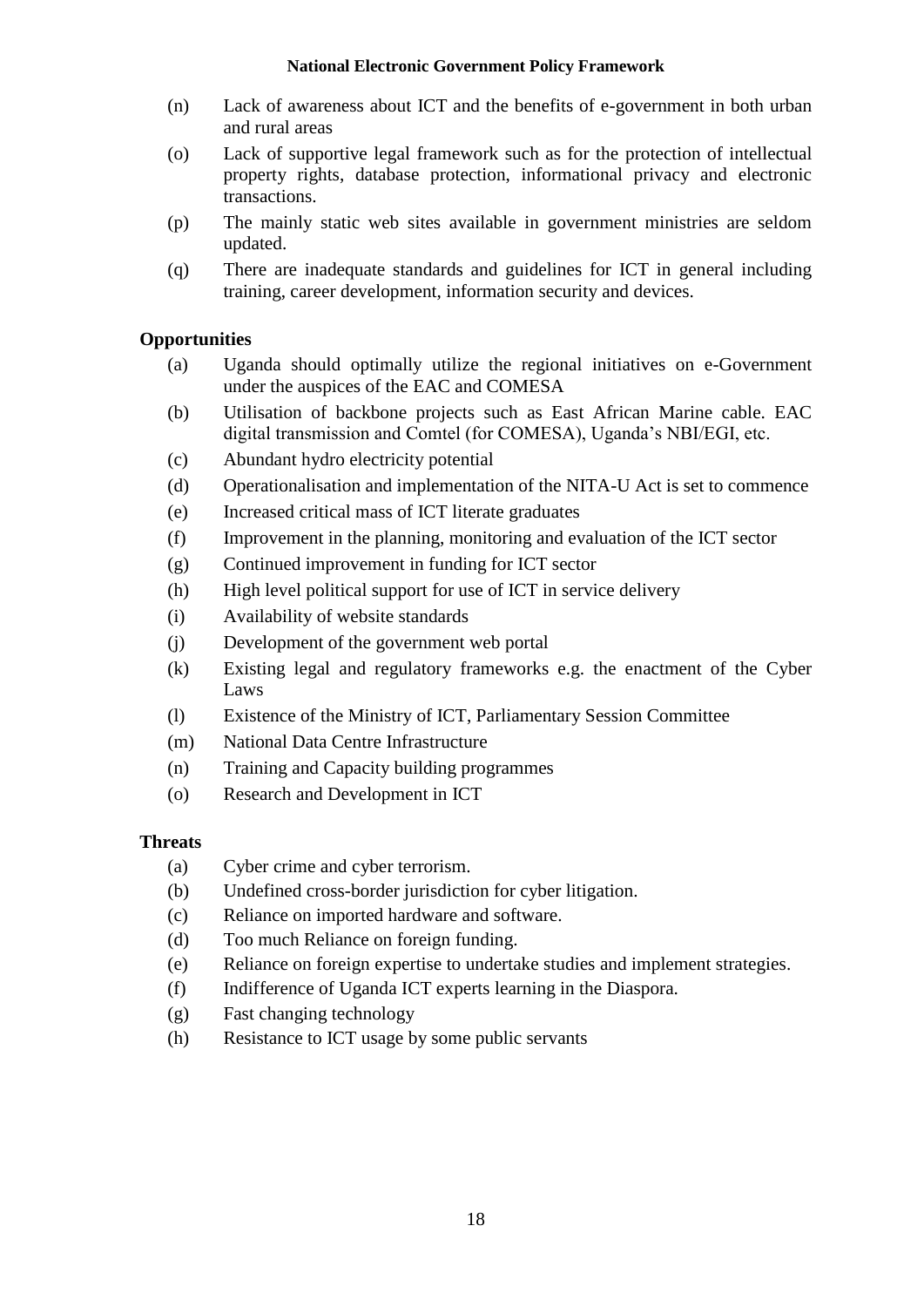(n) Lack of awareness about ICT and the benefits of e-government in both urban and rural areas

(o) Lack of supportive legal framework such as for the protection of intellectual property rights, database protection, informational privacy and electronic transactions.

(p) The mainly static web sites available in government ministries are seldom updated.

(q) There are inadequate standards and guidelines for ICT in general including training, career development, information security and devices.

### Opportunities

(a) Uganda should optimally utilize the regional initiatives on e-Government under the auspices of the EAC and COMESA

(b) Utilisation of backbone projects such as East African Marine cable. EAC digital transmission and Comtel (for COMESA), Uganda's NBI/EGI, etc.

(c) Abundant hydro electricity potential

(d) Operationalisation and implementation of the NITA-U Act is set to commence

(e) Increased critical mass of ICT literate graduates

(f) Improvement in the planning, monitoring and evaluation of the ICT sector

(g) Continued improvement in funding for ICT sector

(h) High level political support for use of ICT in service delivery

(i) Availability of website standards

(j) Development of the government web portal

(k) Existing legal and regulatory frameworks e.g. the enactment of the Cyber Laws

(l) Existence of the Ministry of ICT, Parliamentary Session Committee

(m) National Data Centre Infrastructure

(n) Training and Capacity building programmes

(o) Research and Development in ICT

### Threats

(a) Cyber crime and cyber terrorism.

(b) Undefined cross-border jurisdiction for cyber litigation.

(c) Reliance on imported hardware and software.

(d) Too much Reliance on foreign funding.

(e) Reliance on foreign expertise to undertake studies and implement strategies.

(f) Indifference of Uganda ICT experts learning in the Diaspora.

(g) Fast changing technology

(h) Resistance to ICT usage by some public servants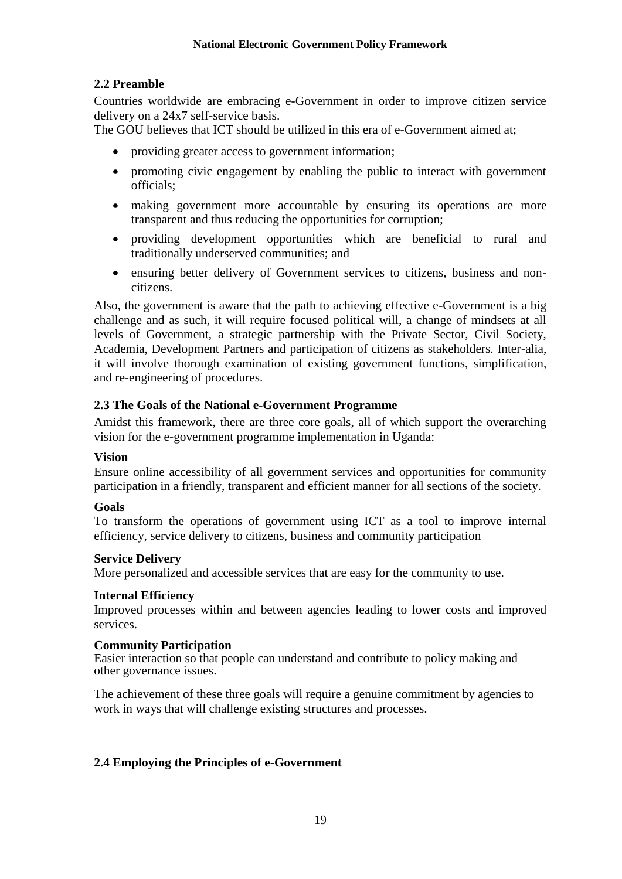## 2.2 Preamble

Countries worldwide are embracing e-Government in order to improve citizen service delivery on a 24x7 self-service basis.
The GOU believes that ICT should be utilized in this era of e-Government aimed at;

- providing greater access to government information;
- promoting civic engagement by enabling the public to interact with government officials;
- making government more accountable by ensuring its operations are more transparent and thus reducing the opportunities for corruption;
- providing development opportunities which are beneficial to rural and traditionally underserved communities; and
- ensuring better delivery of Government services to citizens, business and non-citizens.

Also, the government is aware that the path to achieving effective e-Government is a big challenge and as such, it will require focused political will, a change of mindsets at all levels of Government, a strategic partnership with the Private Sector, Civil Society, Academia, Development Partners and participation of citizens as stakeholders. Inter-alia, it will involve thorough examination of existing government functions, simplification, and re-engineering of procedures.

## 2.3 The Goals of the National e-Government Programme

Amidst this framework, there are three core goals, all of which support the overarching vision for the e-government programme implementation in Uganda:

**Vision**
Ensure online accessibility of all government services and opportunities for community participation in a friendly, transparent and efficient manner for all sections of the society.

**Goals**
To transform the operations of government using ICT as a tool to improve internal efficiency, service delivery to citizens, business and community participation

**Service Delivery**
More personalized and accessible services that are easy for the community to use.

**Internal Efficiency**
Improved processes within and between agencies leading to lower costs and improved services.

**Community Participation**
Easier interaction so that people can understand and contribute to policy making and other governance issues.

The achievement of these three goals will require a genuine commitment by agencies to work in ways that will challenge existing structures and processes.

## 2.4 Employing the Principles of e-Government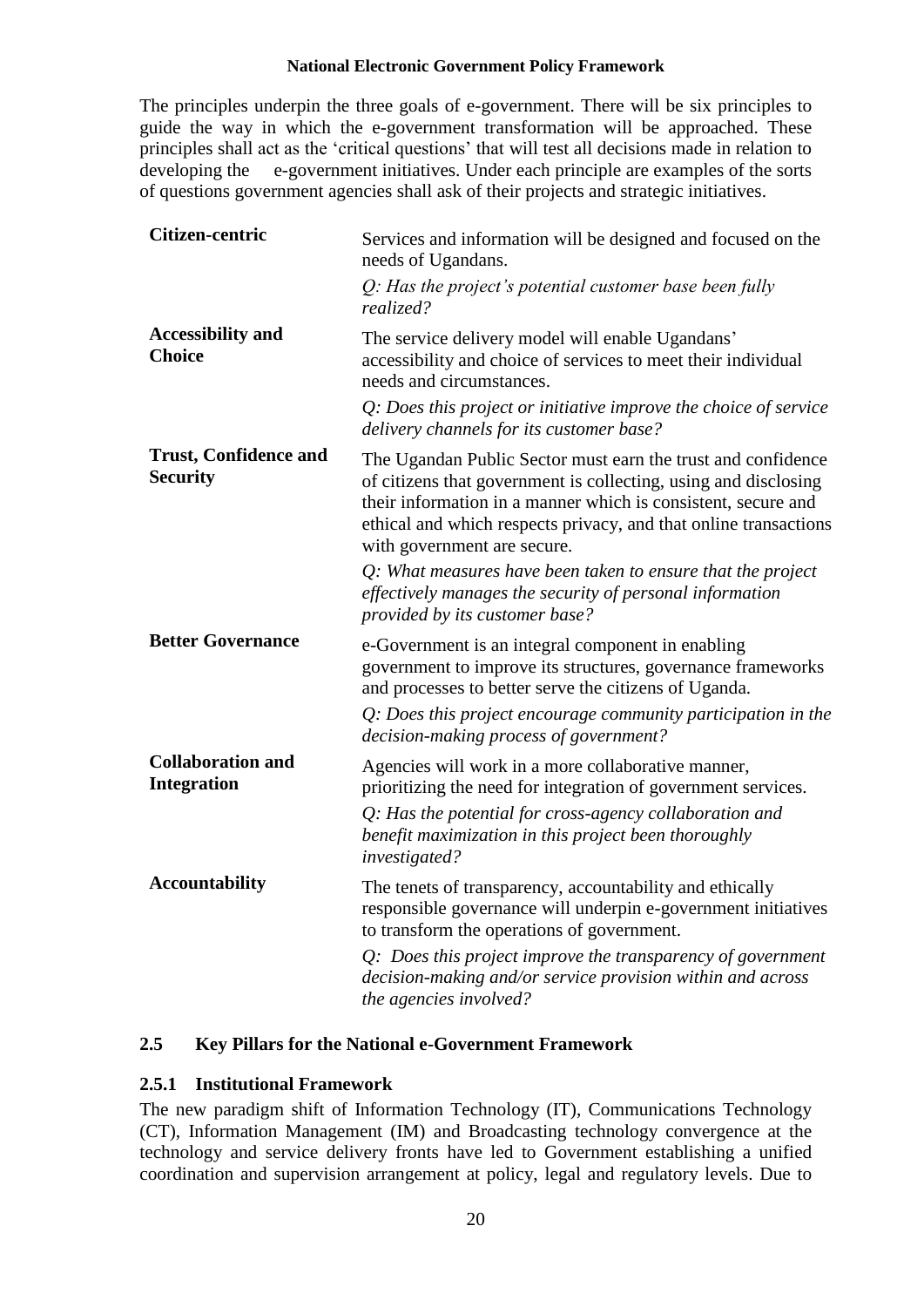The principles underpin the three goals of e-government. There will be six principles to guide the way in which the e-government transformation will be approached. These principles shall act as the 'critical questions' that will test all decisions made in relation to developing the e-government initiatives. Under each principle are examples of the sorts of questions government agencies shall ask of their projects and strategic initiatives.

| | |
|---|---|
| **Citizen-centric** | Services and information will be designed and focused on the needs of Ugandans.<br>*Q: Has the project's potential customer base been fully realized?* |
| **Accessibility and Choice** | The service delivery model will enable Ugandans' accessibility and choice of services to meet their individual needs and circumstances.<br>*Q: Does this project or initiative improve the choice of service delivery channels for its customer base?* |
| **Trust, Confidence and Security** | The Ugandan Public Sector must earn the trust and confidence of citizens that government is collecting, using and disclosing their information in a manner which is consistent, secure and ethical and which respects privacy, and that online transactions with government are secure.<br>*Q: What measures have been taken to ensure that the project effectively manages the security of personal information provided by its customer base?* |
| **Better Governance** | e-Government is an integral component in enabling government to improve its structures, governance frameworks and processes to better serve the citizens of Uganda.<br>*Q: Does this project encourage community participation in the decision-making process of government?* |
| **Collaboration and Integration** | Agencies will work in a more collaborative manner, prioritizing the need for integration of government services.<br>*Q: Has the potential for cross-agency collaboration and benefit maximization in this project been thoroughly investigated?* |
| **Accountability** | The tenets of transparency, accountability and ethically responsible governance will underpin e-government initiatives to transform the operations of government.<br>*Q: Does this project improve the transparency of government decision-making and/or service provision within and across the agencies involved?* |

## 2.5 Key Pillars for the National e-Government Framework

### 2.5.1 Institutional Framework

The new paradigm shift of Information Technology (IT), Communications Technology (CT), Information Management (IM) and Broadcasting technology convergence at the technology and service delivery fronts have led to Government establishing a unified coordination and supervision arrangement at policy, legal and regulatory levels. Due to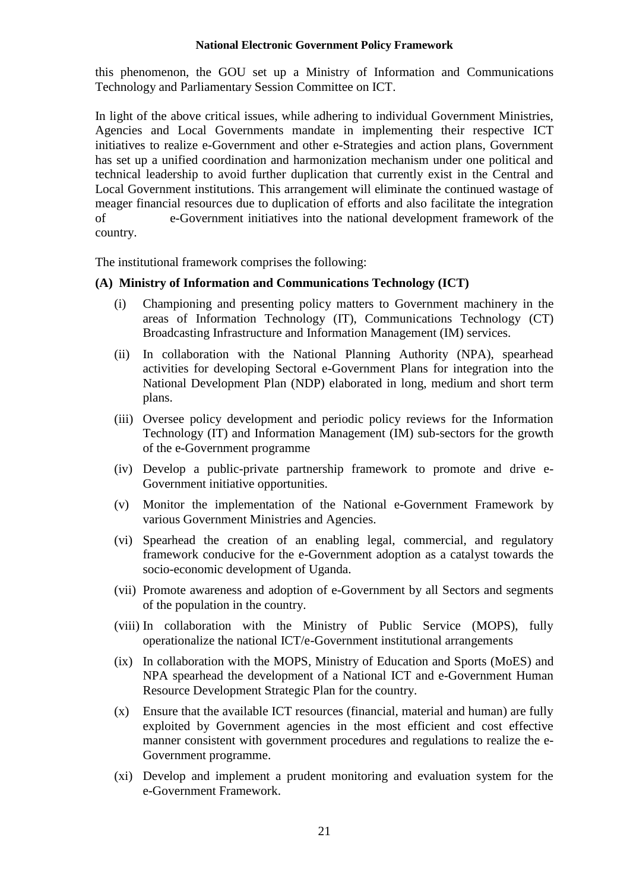this phenomenon, the GOU set up a Ministry of Information and Communications Technology and Parliamentary Session Committee on ICT.

In light of the above critical issues, while adhering to individual Government Ministries, Agencies and Local Governments mandate in implementing their respective ICT initiatives to realize e-Government and other e-Strategies and action plans, Government has set up a unified coordination and harmonization mechanism under one political and technical leadership to avoid further duplication that currently exist in the Central and Local Government institutions. This arrangement will eliminate the continued wastage of meager financial resources due to duplication of efforts and also facilitate the integration of e-Government initiatives into the national development framework of the country.

The institutional framework comprises the following:

**(A) Ministry of Information and Communications Technology (ICT)**

(i) Championing and presenting policy matters to Government machinery in the areas of Information Technology (IT), Communications Technology (CT) Broadcasting Infrastructure and Information Management (IM) services.

(ii) In collaboration with the National Planning Authority (NPA), spearhead activities for developing Sectoral e-Government Plans for integration into the National Development Plan (NDP) elaborated in long, medium and short term plans.

(iii) Oversee policy development and periodic policy reviews for the Information Technology (IT) and Information Management (IM) sub-sectors for the growth of the e-Government programme

(iv) Develop a public-private partnership framework to promote and drive e-Government initiative opportunities.

(v) Monitor the implementation of the National e-Government Framework by various Government Ministries and Agencies.

(vi) Spearhead the creation of an enabling legal, commercial, and regulatory framework conducive for the e-Government adoption as a catalyst towards the socio-economic development of Uganda.

(vii) Promote awareness and adoption of e-Government by all Sectors and segments of the population in the country.

(viii) In collaboration with the Ministry of Public Service (MOPS), fully operationalize the national ICT/e-Government institutional arrangements

(ix) In collaboration with the MOPS, Ministry of Education and Sports (MoES) and NPA spearhead the development of a National ICT and e-Government Human Resource Development Strategic Plan for the country.

(x) Ensure that the available ICT resources (financial, material and human) are fully exploited by Government agencies in the most efficient and cost effective manner consistent with government procedures and regulations to realize the e-Government programme.

(xi) Develop and implement a prudent monitoring and evaluation system for the e-Government Framework.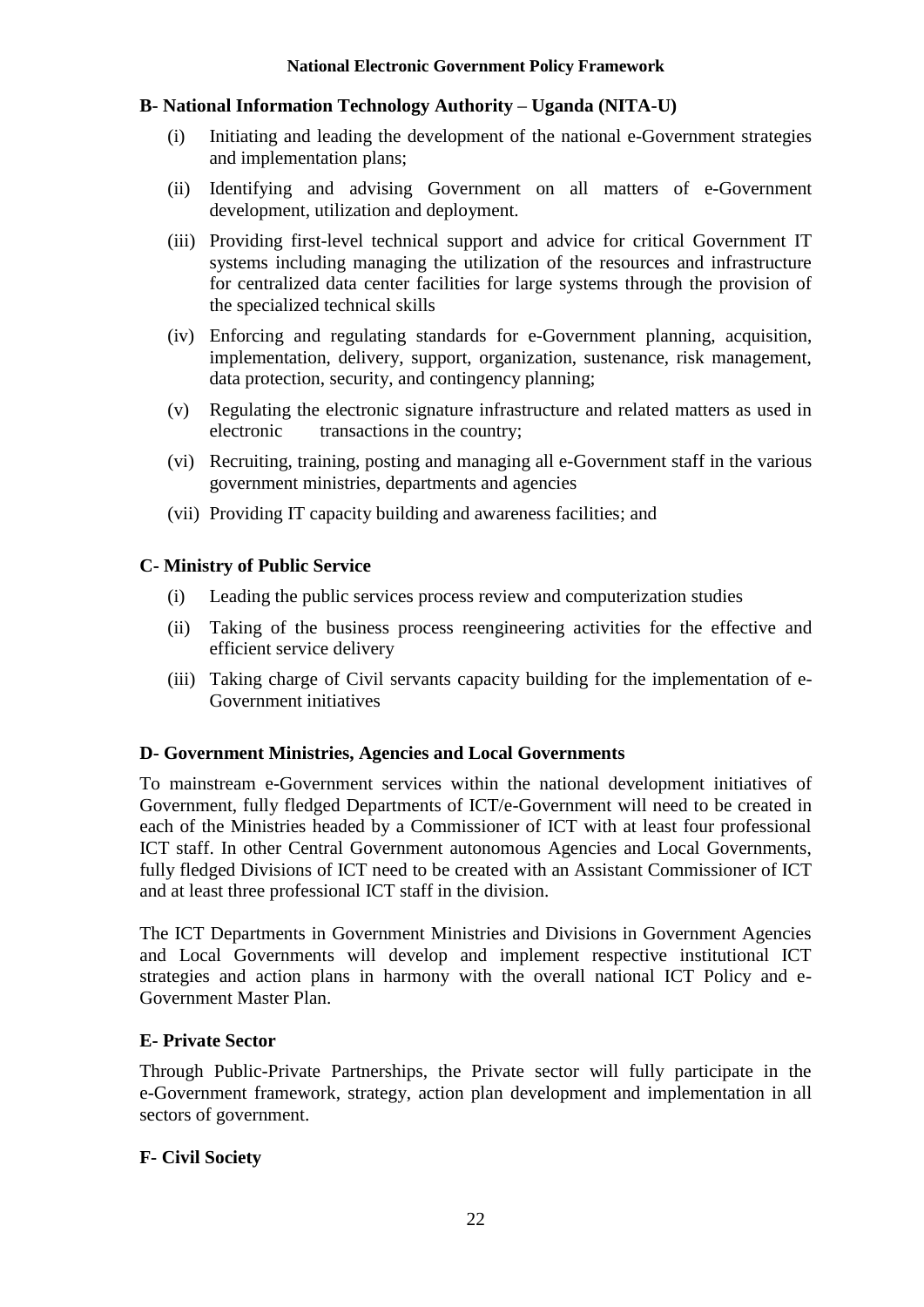### B- National Information Technology Authority – Uganda (NITA-U)

(i) Initiating and leading the development of the national e-Government strategies and implementation plans;

(ii) Identifying and advising Government on all matters of e-Government development, utilization and deployment.

(iii) Providing first-level technical support and advice for critical Government IT systems including managing the utilization of the resources and infrastructure for centralized data center facilities for large systems through the provision of the specialized technical skills

(iv) Enforcing and regulating standards for e-Government planning, acquisition, implementation, delivery, support, organization, sustenance, risk management, data protection, security, and contingency planning;

(v) Regulating the electronic signature infrastructure and related matters as used in electronic transactions in the country;

(vi) Recruiting, training, posting and managing all e-Government staff in the various government ministries, departments and agencies

(vii) Providing IT capacity building and awareness facilities; and

### C- Ministry of Public Service

(i) Leading the public services process review and computerization studies

(ii) Taking of the business process reengineering activities for the effective and efficient service delivery

(iii) Taking charge of Civil servants capacity building for the implementation of e-Government initiatives

### D- Government Ministries, Agencies and Local Governments

To mainstream e-Government services within the national development initiatives of Government, fully fledged Departments of ICT/e-Government will need to be created in each of the Ministries headed by a Commissioner of ICT with at least four professional ICT staff. In other Central Government autonomous Agencies and Local Governments, fully fledged Divisions of ICT need to be created with an Assistant Commissioner of ICT and at least three professional ICT staff in the division.

The ICT Departments in Government Ministries and Divisions in Government Agencies and Local Governments will develop and implement respective institutional ICT strategies and action plans in harmony with the overall national ICT Policy and e-Government Master Plan.

### E- Private Sector

Through Public-Private Partnerships, the Private sector will fully participate in the e-Government framework, strategy, action plan development and implementation in all sectors of government.

### F- Civil Society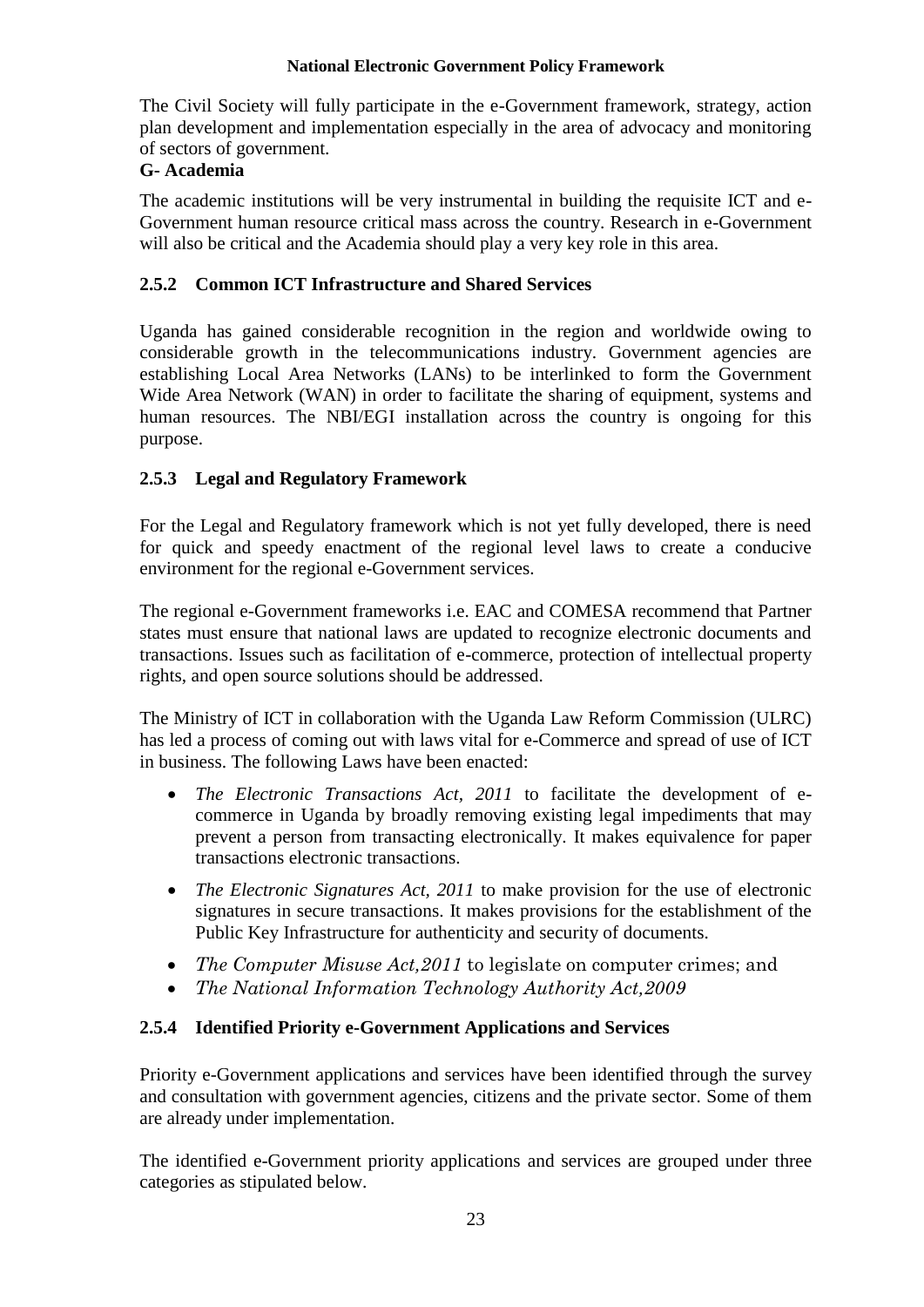The Civil Society will fully participate in the e-Government framework, strategy, action plan development and implementation especially in the area of advocacy and monitoring of sectors of government.

**G- Academia**

The academic institutions will be very instrumental in building the requisite ICT and e-Government human resource critical mass across the country. Research in e-Government will also be critical and the Academia should play a very key role in this area.

### 2.5.2 Common ICT Infrastructure and Shared Services

Uganda has gained considerable recognition in the region and worldwide owing to considerable growth in the telecommunications industry. Government agencies are establishing Local Area Networks (LANs) to be interlinked to form the Government Wide Area Network (WAN) in order to facilitate the sharing of equipment, systems and human resources. The NBI/EGI installation across the country is ongoing for this purpose.

### 2.5.3 Legal and Regulatory Framework

For the Legal and Regulatory framework which is not yet fully developed, there is need for quick and speedy enactment of the regional level laws to create a conducive environment for the regional e-Government services.

The regional e-Government frameworks i.e. EAC and COMESA recommend that Partner states must ensure that national laws are updated to recognize electronic documents and transactions. Issues such as facilitation of e-commerce, protection of intellectual property rights, and open source solutions should be addressed.

The Ministry of ICT in collaboration with the Uganda Law Reform Commission (ULRC) has led a process of coming out with laws vital for e-Commerce and spread of use of ICT in business. The following Laws have been enacted:

- *The Electronic Transactions Act, 2011* to facilitate the development of e-commerce in Uganda by broadly removing existing legal impediments that may prevent a person from transacting electronically. It makes equivalence for paper transactions electronic transactions.
- *The Electronic Signatures Act, 2011* to make provision for the use of electronic signatures in secure transactions. It makes provisions for the establishment of the Public Key Infrastructure for authenticity and security of documents.
- *The Computer Misuse Act,2011* to legislate on computer crimes; and
- *The National Information Technology Authority Act,2009*

### 2.5.4 Identified Priority e-Government Applications and Services

Priority e-Government applications and services have been identified through the survey and consultation with government agencies, citizens and the private sector. Some of them are already under implementation.

The identified e-Government priority applications and services are grouped under three categories as stipulated below.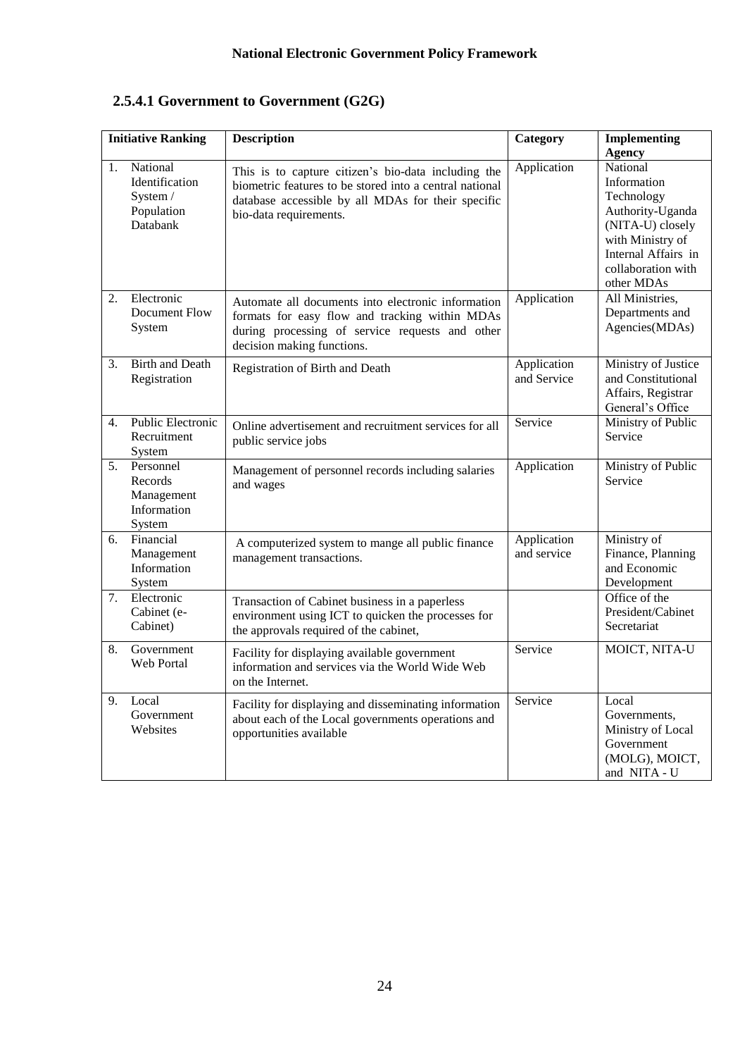### 2.5.4.1 Government to Government (G2G)

| Initiative Ranking | Description | Category | Implementing Agency |
|---|---|---|---|
| 1. National Identification System / Population Databank | This is to capture citizen's bio-data including the biometric features to be stored into a central national database accessible by all MDAs for their specific bio-data requirements. | Application | National Information Technology Authority-Uganda (NITA-U) closely with Ministry of Internal Affairs in collaboration with other MDAs |
| 2. Electronic Document Flow System | Automate all documents into electronic information formats for easy flow and tracking within MDAs during processing of service requests and other decision making functions. | Application | All Ministries, Departments and Agencies(MDAs) |
| 3. Birth and Death Registration | Registration of Birth and Death | Application and Service | Ministry of Justice and Constitutional Affairs, Registrar General's Office |
| 4. Public Electronic Recruitment System | Online advertisement and recruitment services for all public service jobs | Service | Ministry of Public Service |
| 5. Personnel Records Management Information System | Management of personnel records including salaries and wages | Application | Ministry of Public Service |
| 6. Financial Management Information System | A computerized system to mange all public finance management transactions. | Application and service | Ministry of Finance, Planning and Economic Development |
| 7. Electronic Cabinet (e-Cabinet) | Transaction of Cabinet business in a paperless environment using ICT to quicken the processes for the approvals required of the cabinet, | | Office of the President/Cabinet Secretariat |
| 8. Government Web Portal | Facility for displaying available government information and services via the World Wide Web on the Internet. | Service | MOICT, NITA-U |
| 9. Local Government Websites | Facility for displaying and disseminating information about each of the Local governments operations and opportunities available | Service | Local Governments, Ministry of Local Government (MOLG), MOICT, and NITA - U |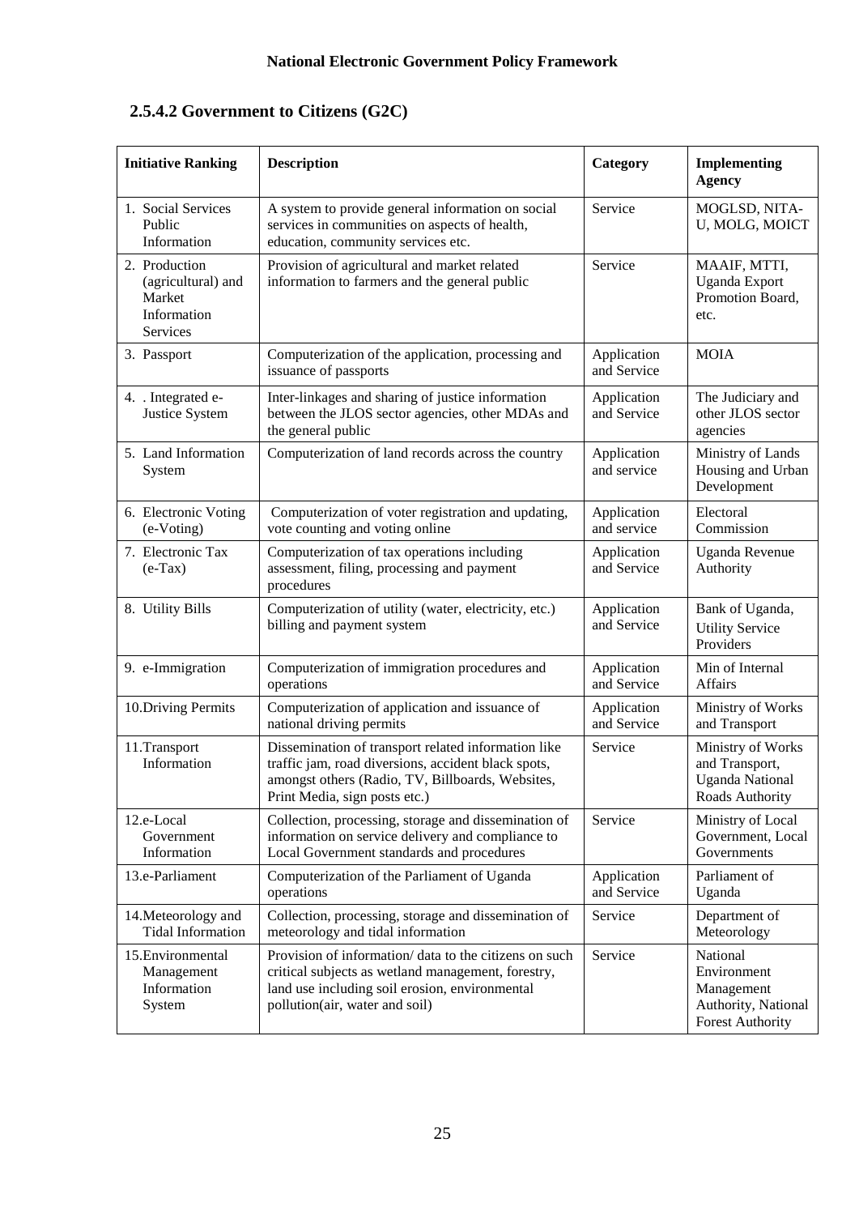### 2.5.4.2 Government to Citizens (G2C)

| Initiative Ranking | Description | Category | Implementing Agency |
|---|---|---|---|
| 1. Social Services Public Information | A system to provide general information on social services in communities on aspects of health, education, community services etc. | Service | MOGLSD, NITA-U, MOLG, MOICT |
| 2. Production (agricultural) and Market Information Services | Provision of agricultural and market related information to farmers and the general public | Service | MAAIF, MTTI, Uganda Export Promotion Board, etc. |
| 3. Passport | Computerization of the application, processing and issuance of passports | Application and Service | MOIA |
| 4. . Integrated e-Justice System | Inter-linkages and sharing of justice information between the JLOS sector agencies, other MDAs and the general public | Application and Service | The Judiciary and other JLOS sector agencies |
| 5. Land Information System | Computerization of land records across the country | Application and service | Ministry of Lands Housing and Urban Development |
| 6. Electronic Voting (e-Voting) | Computerization of voter registration and updating, vote counting and voting online | Application and service | Electoral Commission |
| 7. Electronic Tax (e-Tax) | Computerization of tax operations including assessment, filing, processing and payment procedures | Application and Service | Uganda Revenue Authority |
| 8. Utility Bills | Computerization of utility (water, electricity, etc.) billing and payment system | Application and Service | Bank of Uganda, Utility Service Providers |
| 9. e-Immigration | Computerization of immigration procedures and operations | Application and Service | Min of Internal Affairs |
| 10.Driving Permits | Computerization of application and issuance of national driving permits | Application and Service | Ministry of Works and Transport |
| 11.Transport Information | Dissemination of transport related information like traffic jam, road diversions, accident black spots, amongst others (Radio, TV, Billboards, Websites, Print Media, sign posts etc.) | Service | Ministry of Works and Transport, Uganda National Roads Authority |
| 12.e-Local Government Information | Collection, processing, storage and dissemination of information on service delivery and compliance to Local Government standards and procedures | Service | Ministry of Local Government, Local Governments |
| 13.e-Parliament | Computerization of the Parliament of Uganda operations | Application and Service | Parliament of Uganda |
| 14.Meteorology and Tidal Information | Collection, processing, storage and dissemination of meteorology and tidal information | Service | Department of Meteorology |
| 15.Environmental Management Information System | Provision of information/ data to the citizens on such critical subjects as wetland management, forestry, land use including soil erosion, environmental pollution(air, water and soil) | Service | National Environment Management Authority, National Forest Authority |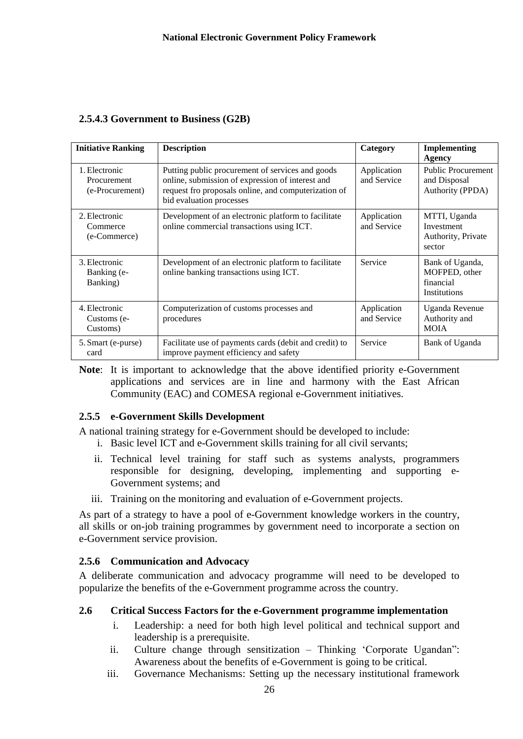#### 2.5.4.3 Government to Business (G2B)

| Initiative Ranking | Description | Category | Implementing Agency |
|---|---|---|---|
| 1. Electronic Procurement (e-Procurement) | Putting public procurement of services and goods online, submission of expression of interest and request fro proposals online, and computerization of bid evaluation processes | Application and Service | Public Procurement and Disposal Authority (PPDA) |
| 2. Electronic Commerce (e-Commerce) | Development of an electronic platform to facilitate online commercial transactions using ICT. | Application and Service | MTTI, Uganda Investment Authority, Private sector |
| 3. Electronic Banking (e-Banking) | Development of an electronic platform to facilitate online banking transactions using ICT. | Service | Bank of Uganda, MOFPED, other financial Institutions |
| 4. Electronic Customs (e-Customs) | Computerization of customs processes and procedures | Application and Service | Uganda Revenue Authority and MOIA |
| 5. Smart (e-purse) card | Facilitate use of payments cards (debit and credit) to improve payment efficiency and safety | Service | Bank of Uganda |

**Note**: It is important to acknowledge that the above identified priority e-Government applications and services are in line and harmony with the East African Community (EAC) and COMESA regional e-Government initiatives.

### 2.5.5 e-Government Skills Development

A national training strategy for e-Government should be developed to include:

i. Basic level ICT and e-Government skills training for all civil servants;
ii. Technical level training for staff such as systems analysts, programmers responsible for designing, developing, implementing and supporting e-Government systems; and
iii. Training on the monitoring and evaluation of e-Government projects.

As part of a strategy to have a pool of e-Government knowledge workers in the country, all skills or on-job training programmes by government need to incorporate a section on e-Government service provision.

### 2.5.6 Communication and Advocacy

A deliberate communication and advocacy programme will need to be developed to popularize the benefits of the e-Government programme across the country.

## 2.6 Critical Success Factors for the e-Government programme implementation

i. Leadership: a need for both high level political and technical support and leadership is a prerequisite.
ii. Culture change through sensitization – Thinking 'Corporate Ugandan": Awareness about the benefits of e-Government is going to be critical.
iii. Governance Mechanisms: Setting up the necessary institutional framework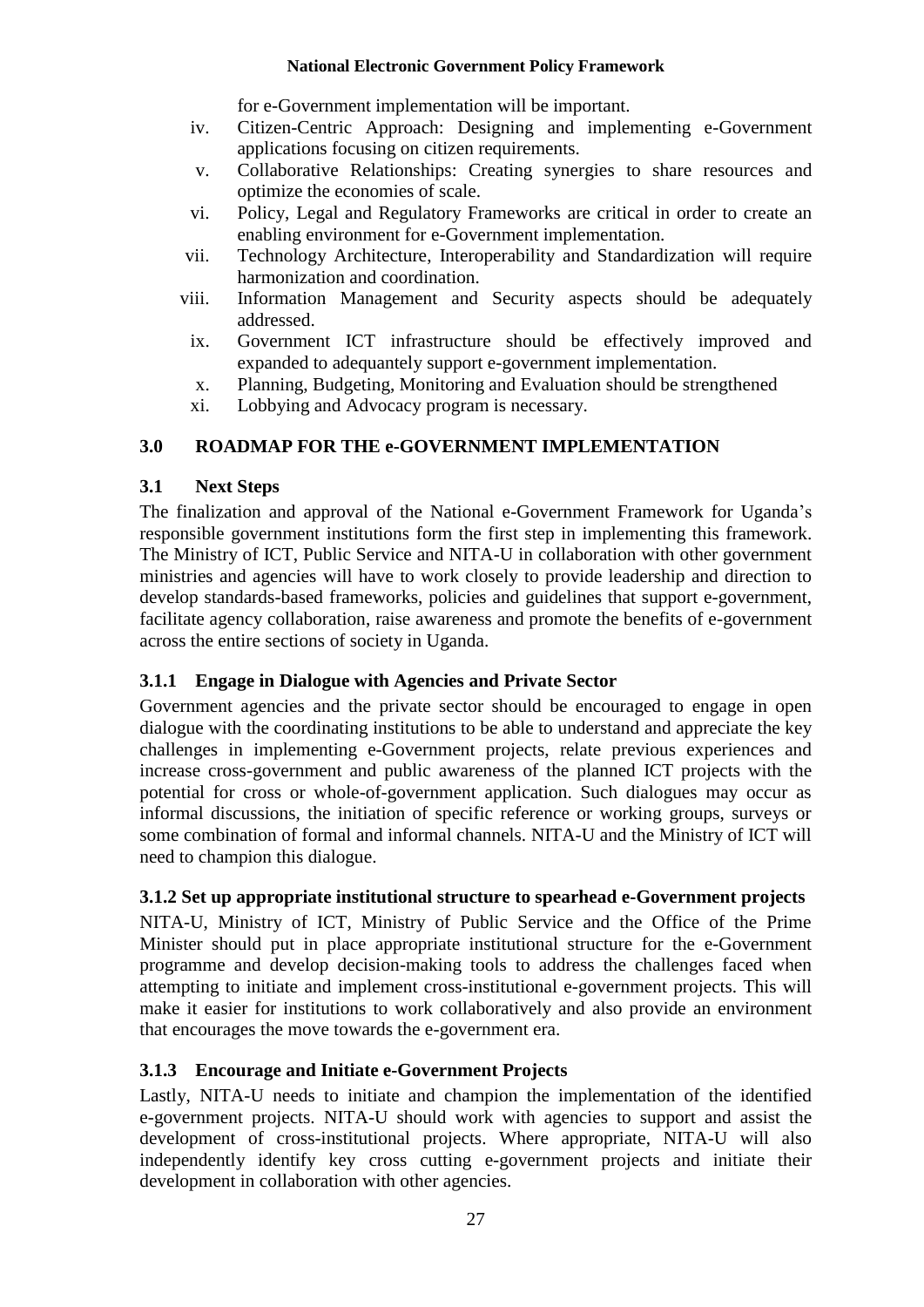for e-Government implementation will be important.

iv. Citizen-Centric Approach: Designing and implementing e-Government applications focusing on citizen requirements.
v. Collaborative Relationships: Creating synergies to share resources and optimize the economies of scale.
vi. Policy, Legal and Regulatory Frameworks are critical in order to create an enabling environment for e-Government implementation.
vii. Technology Architecture, Interoperability and Standardization will require harmonization and coordination.
viii. Information Management and Security aspects should be adequately addressed.
ix. Government ICT infrastructure should be effectively improved and expanded to adequantely support e-government implementation.
x. Planning, Budgeting, Monitoring and Evaluation should be strengthened
xi. Lobbying and Advocacy program is necessary.

## 3.0 ROADMAP FOR THE e-GOVERNMENT IMPLEMENTATION

### 3.1 Next Steps

The finalization and approval of the National e-Government Framework for Uganda's responsible government institutions form the first step in implementing this framework. The Ministry of ICT, Public Service and NITA-U in collaboration with other government ministries and agencies will have to work closely to provide leadership and direction to develop standards-based frameworks, policies and guidelines that support e-government, facilitate agency collaboration, raise awareness and promote the benefits of e-government across the entire sections of society in Uganda.

#### 3.1.1 Engage in Dialogue with Agencies and Private Sector

Government agencies and the private sector should be encouraged to engage in open dialogue with the coordinating institutions to be able to understand and appreciate the key challenges in implementing e-Government projects, relate previous experiences and increase cross-government and public awareness of the planned ICT projects with the potential for cross or whole-of-government application. Such dialogues may occur as informal discussions, the initiation of specific reference or working groups, surveys or some combination of formal and informal channels. NITA-U and the Ministry of ICT will need to champion this dialogue.

#### 3.1.2 Set up appropriate institutional structure to spearhead e-Government projects

NITA-U, Ministry of ICT, Ministry of Public Service and the Office of the Prime Minister should put in place appropriate institutional structure for the e-Government programme and develop decision-making tools to address the challenges faced when attempting to initiate and implement cross-institutional e-government projects. This will make it easier for institutions to work collaboratively and also provide an environment that encourages the move towards the e-government era.

#### 3.1.3 Encourage and Initiate e-Government Projects

Lastly, NITA-U needs to initiate and champion the implementation of the identified e-government projects. NITA-U should work with agencies to support and assist the development of cross-institutional projects. Where appropriate, NITA-U will also independently identify key cross cutting e-government projects and initiate their development in collaboration with other agencies.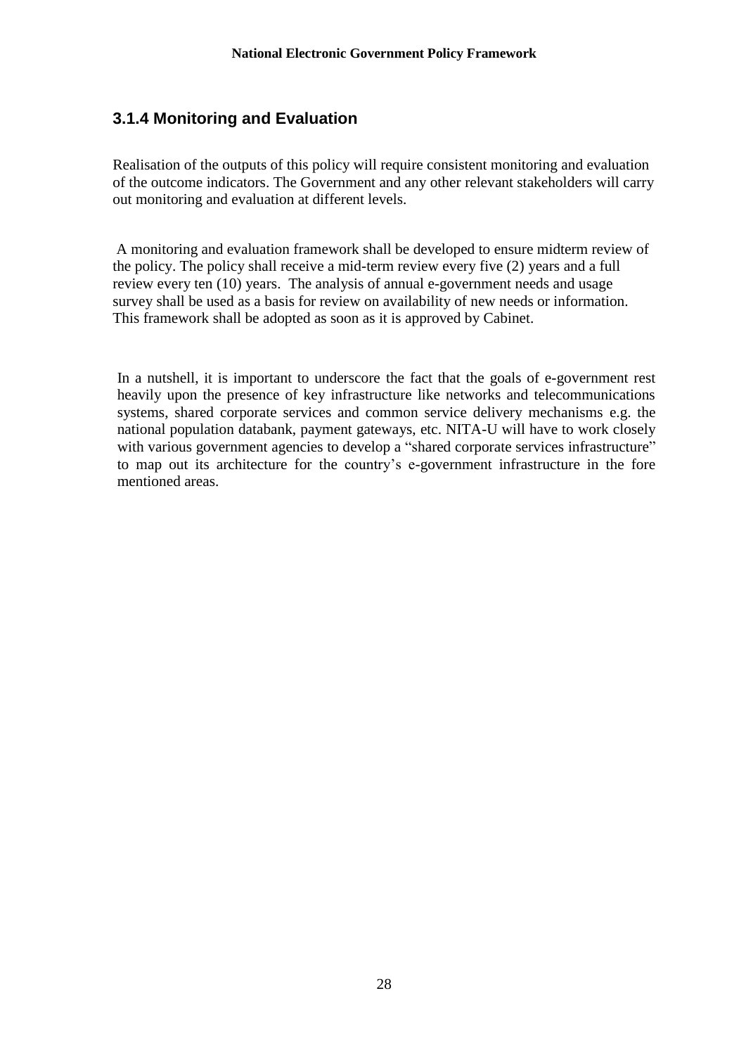### 3.1.4 Monitoring and Evaluation

Realisation of the outputs of this policy will require consistent monitoring and evaluation of the outcome indicators. The Government and any other relevant stakeholders will carry out monitoring and evaluation at different levels.

A monitoring and evaluation framework shall be developed to ensure midterm review of the policy. The policy shall receive a mid-term review every five (2) years and a full review every ten (10) years. The analysis of annual e-government needs and usage survey shall be used as a basis for review on availability of new needs or information. This framework shall be adopted as soon as it is approved by Cabinet.

In a nutshell, it is important to underscore the fact that the goals of e-government rest heavily upon the presence of key infrastructure like networks and telecommunications systems, shared corporate services and common service delivery mechanisms e.g. the national population databank, payment gateways, etc. NITA-U will have to work closely with various government agencies to develop a "shared corporate services infrastructure" to map out its architecture for the country's e-government infrastructure in the fore mentioned areas.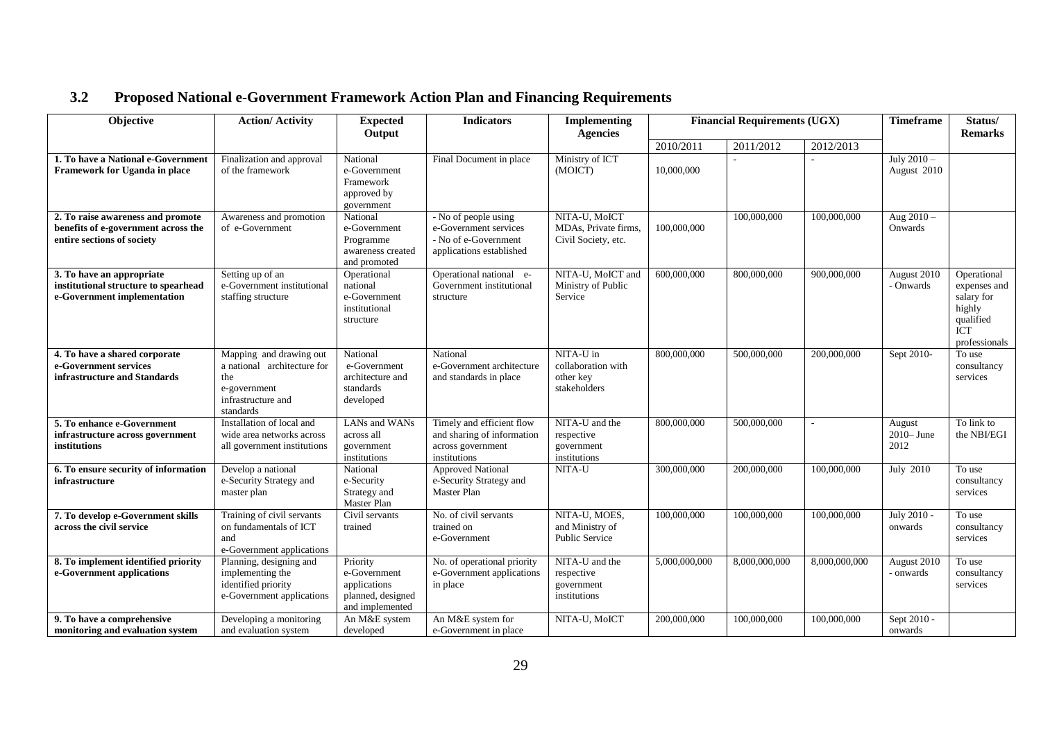## 3.2 Proposed National e-Government Framework Action Plan and Financing Requirements

| Objective | Action/ Activity | Expected Output | Indicators | Implementing Agencies | Financial Requirements (UGX) | | | Timeframe | Status/ Remarks |
|---|---|---|---|---|---|---|---|---|---|
| | | | | | 2010/2011 | 2011/2012 | 2012/2013 | | |
| **1. To have a National e-Government Framework for Uganda in place** | Finalization and approval of the framework | National e-Government Framework approved by government | Final Document in place | Ministry of ICT (MOICT) | 10,000,000 | - | - | July 2010 – August 2010 | |
| **2. To raise awareness and promote benefits of e-government across the entire sections of society** | Awareness and promotion of e-Government | National e-Government Programme awareness created and promoted | - No of people using e-Government services<br>- No of e-Government applications established | NITA-U, MoICT MDAs, Private firms, Civil Society, etc. | 100,000,000 | 100,000,000 | 100,000,000 | Aug 2010 – Onwards | |
| **3. To have an appropriate institutional structure to spearhead e-Government implementation** | Setting up of an e-Government institutional staffing structure | Operational national e-Government institutional structure | Operational national e-Government institutional structure | NITA-U, MoICT and Ministry of Public Service | 600,000,000 | 800,000,000 | 900,000,000 | August 2010 - Onwards | Operational expenses and salary for highly qualified ICT professionals |
| **4. To have a shared corporate e-Government services infrastructure and Standards** | Mapping and drawing out a national architecture for the e-government infrastructure and standards | National e-Government architecture and standards developed | National e-Government architecture and standards in place | NITA-U in collaboration with other key stakeholders | 800,000,000 | 500,000,000 | 200,000,000 | Sept 2010- | To use consultancy services |
| **5. To enhance e-Government infrastructure across government institutions** | Installation of local and wide area networks across all government institutions | LANs and WANs across all government institutions | Timely and efficient flow and sharing of information across government institutions | NITA-U and the respective government institutions | 800,000,000 | 500,000,000 | - | August 2010– June 2012 | To link to the NBI/EGI |
| **6. To ensure security of information infrastructure** | Develop a national e-Security Strategy and master plan | National e-Security Strategy and Master Plan | Approved National e-Security Strategy and Master Plan | NITA-U | 300,000,000 | 200,000,000 | 100,000,000 | July 2010 | To use consultancy services |
| **7. To develop e-Government skills across the civil service** | Training of civil servants on fundamentals of ICT and e-Government applications | Civil servants trained | No. of civil servants trained on e-Government | NITA-U, MOES, and Ministry of Public Service | 100,000,000 | 100,000,000 | 100,000,000 | July 2010 - onwards | To use consultancy services |
| **8. To implement identified priority e-Government applications** | Planning, designing and implementing the identified priority e-Government applications | Priority e-Government applications planned, designed and implemented | No. of operational priority e-Government applications in place | NITA-U and the respective government institutions | 5,000,000,000 | 8,000,000,000 | 8,000,000,000 | August 2010 - onwards | To use consultancy services |
| **9. To have a comprehensive monitoring and evaluation system** | Developing a monitoring and evaluation system | An M&E system developed | An M&E system for e-Government in place | NITA-U, MoICT | 200,000,000 | 100,000,000 | 100,000,000 | Sept 2010 - onwards | |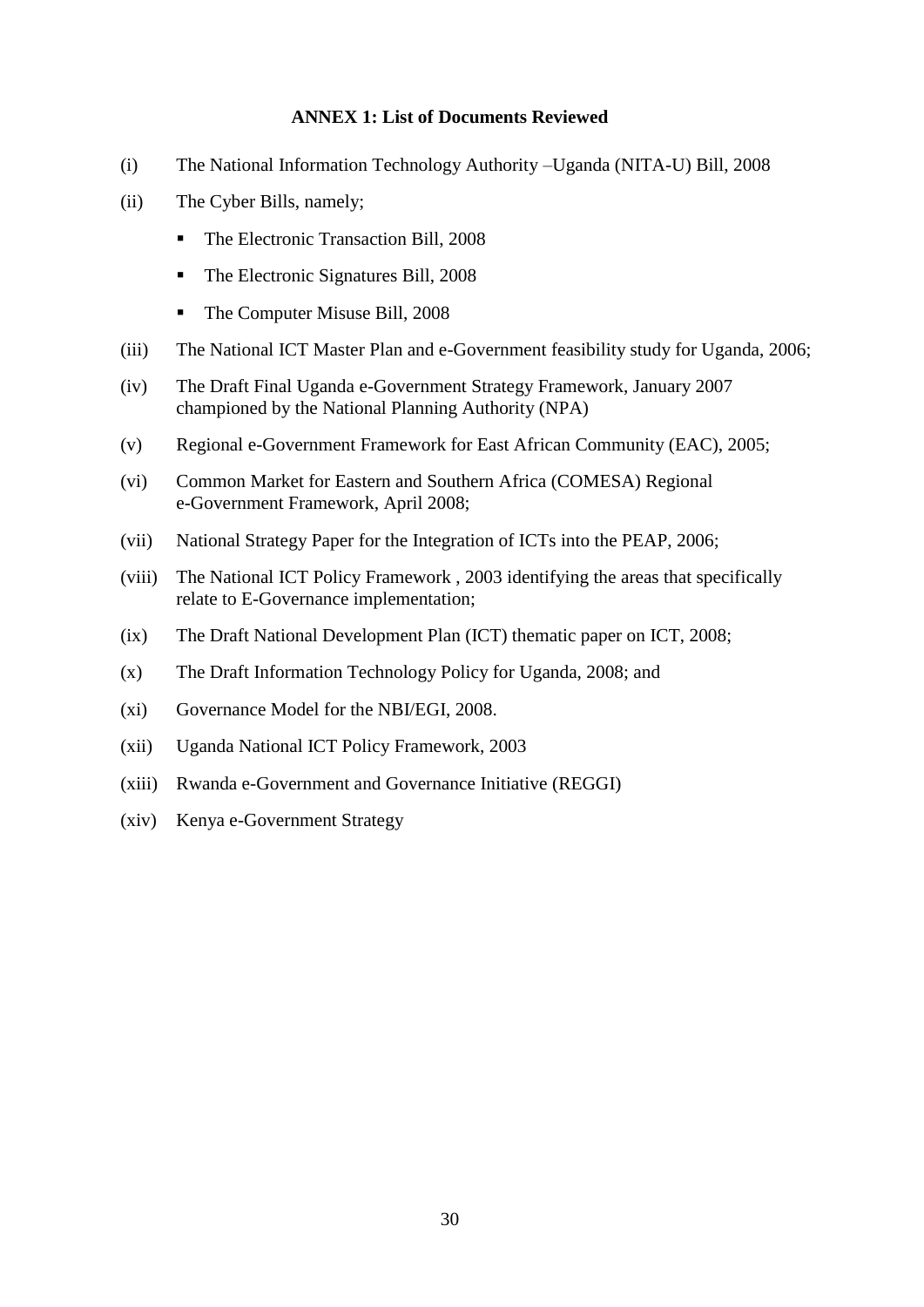**ANNEX 1: List of Documents Reviewed**

(i) The National Information Technology Authority –Uganda (NITA-U) Bill, 2008

(ii) The Cyber Bills, namely;

- The Electronic Transaction Bill, 2008
- The Electronic Signatures Bill, 2008
- The Computer Misuse Bill, 2008

(iii) The National ICT Master Plan and e-Government feasibility study for Uganda, 2006;

(iv) The Draft Final Uganda e-Government Strategy Framework, January 2007 championed by the National Planning Authority (NPA)

(v) Regional e-Government Framework for East African Community (EAC), 2005;

(vi) Common Market for Eastern and Southern Africa (COMESA) Regional e-Government Framework, April 2008;

(vii) National Strategy Paper for the Integration of ICTs into the PEAP, 2006;

(viii) The National ICT Policy Framework , 2003 identifying the areas that specifically relate to E-Governance implementation;

(ix) The Draft National Development Plan (ICT) thematic paper on ICT, 2008;

(x) The Draft Information Technology Policy for Uganda, 2008; and

(xi) Governance Model for the NBI/EGI, 2008.

(xii) Uganda National ICT Policy Framework, 2003

(xiii) Rwanda e-Government and Governance Initiative (REGGI)

(xiv) Kenya e-Government Strategy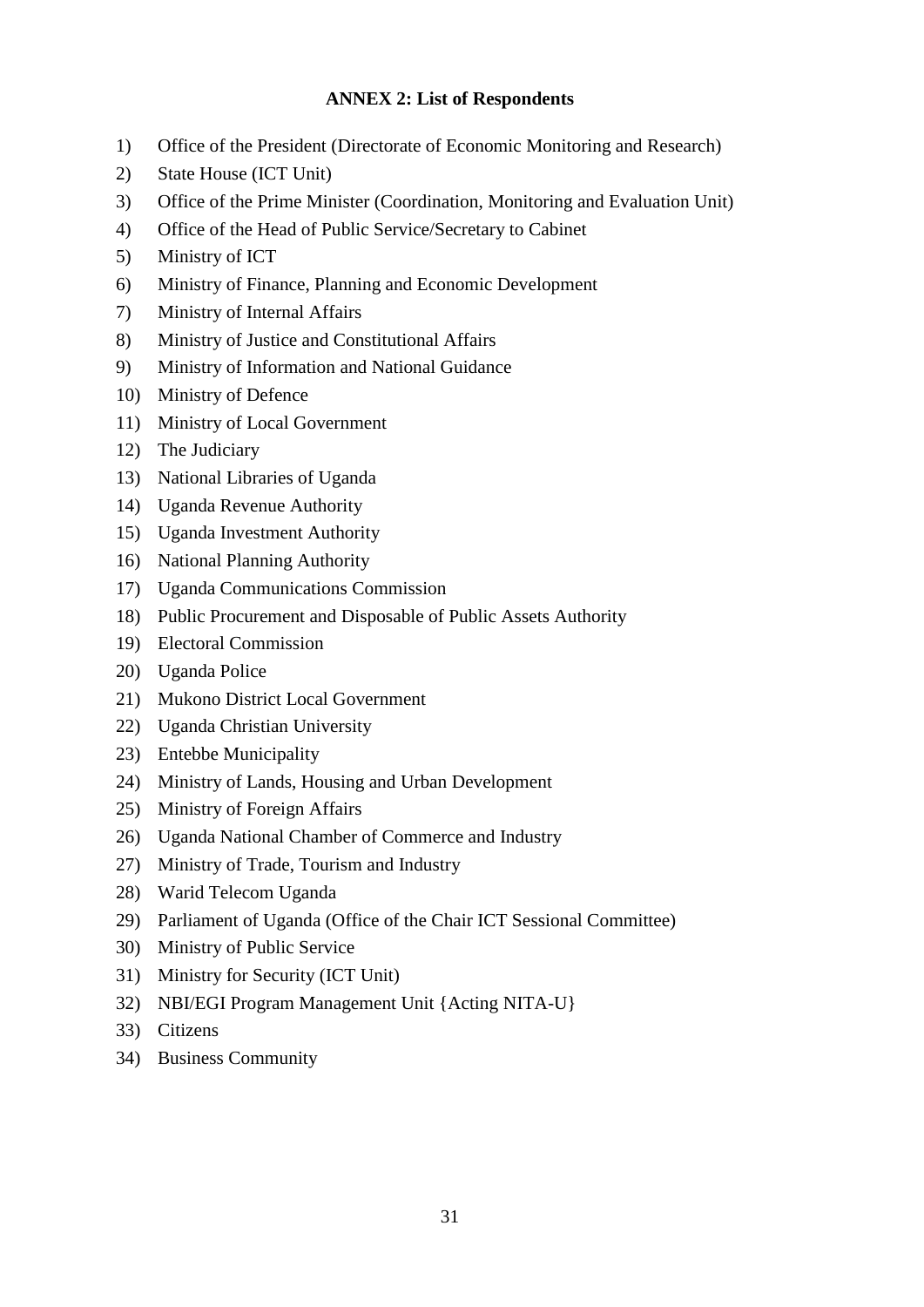**ANNEX 2: List of Respondents**

1) Office of the President (Directorate of Economic Monitoring and Research)
2) State House (ICT Unit)
3) Office of the Prime Minister (Coordination, Monitoring and Evaluation Unit)
4) Office of the Head of Public Service/Secretary to Cabinet
5) Ministry of ICT
6) Ministry of Finance, Planning and Economic Development
7) Ministry of Internal Affairs
8) Ministry of Justice and Constitutional Affairs
9) Ministry of Information and National Guidance
10) Ministry of Defence
11) Ministry of Local Government
12) The Judiciary
13) National Libraries of Uganda
14) Uganda Revenue Authority
15) Uganda Investment Authority
16) National Planning Authority
17) Uganda Communications Commission
18) Public Procurement and Disposable of Public Assets Authority
19) Electoral Commission
20) Uganda Police
21) Mukono District Local Government
22) Uganda Christian University
23) Entebbe Municipality
24) Ministry of Lands, Housing and Urban Development
25) Ministry of Foreign Affairs
26) Uganda National Chamber of Commerce and Industry
27) Ministry of Trade, Tourism and Industry
28) Warid Telecom Uganda
29) Parliament of Uganda (Office of the Chair ICT Sessional Committee)
30) Ministry of Public Service
31) Ministry for Security (ICT Unit)
32) NBI/EGI Program Management Unit {Acting NITA-U}
33) Citizens
34) Business Community